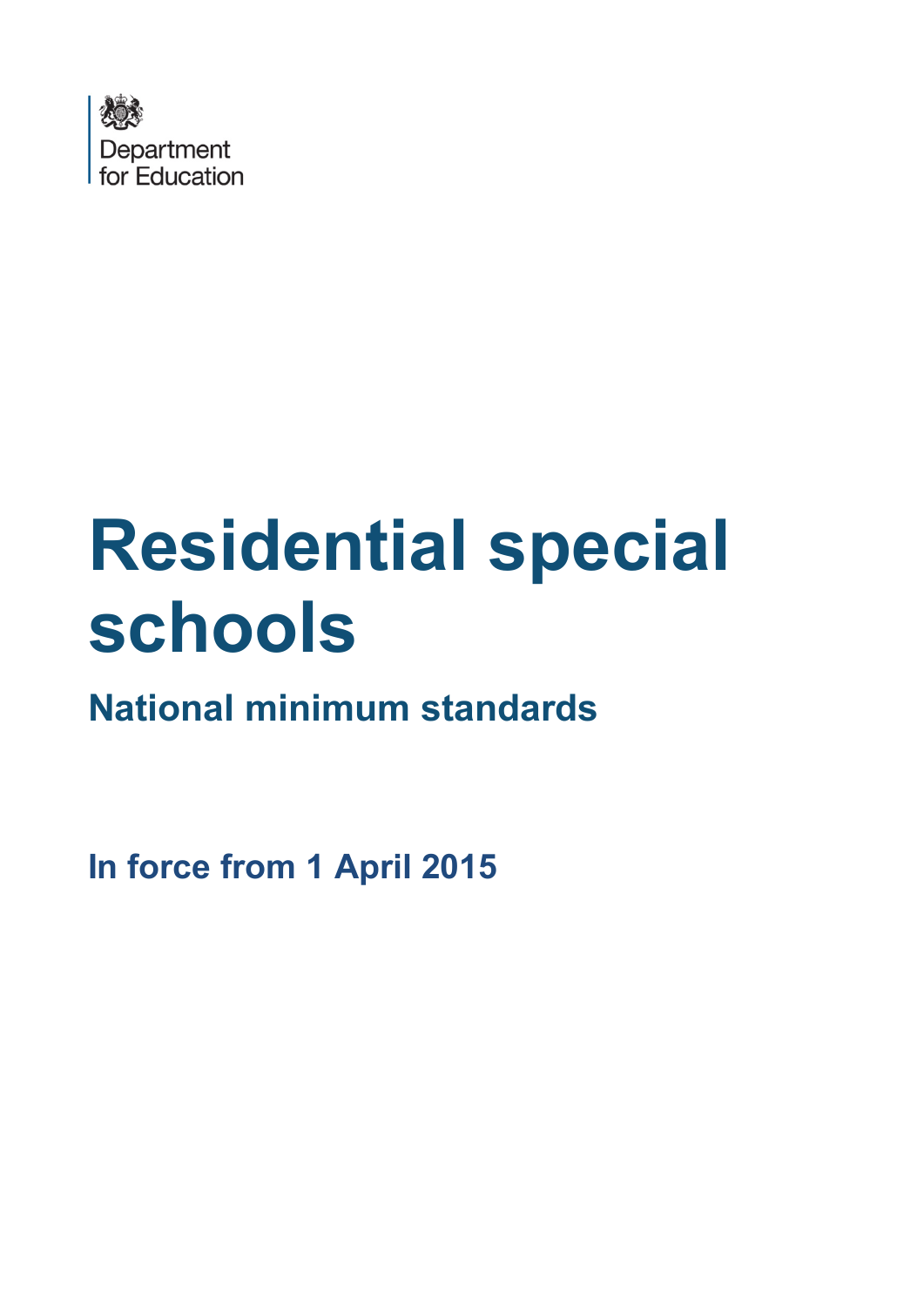Department for Education

# Residential special schools

## National minimum standards

**In force from 1 April 2015**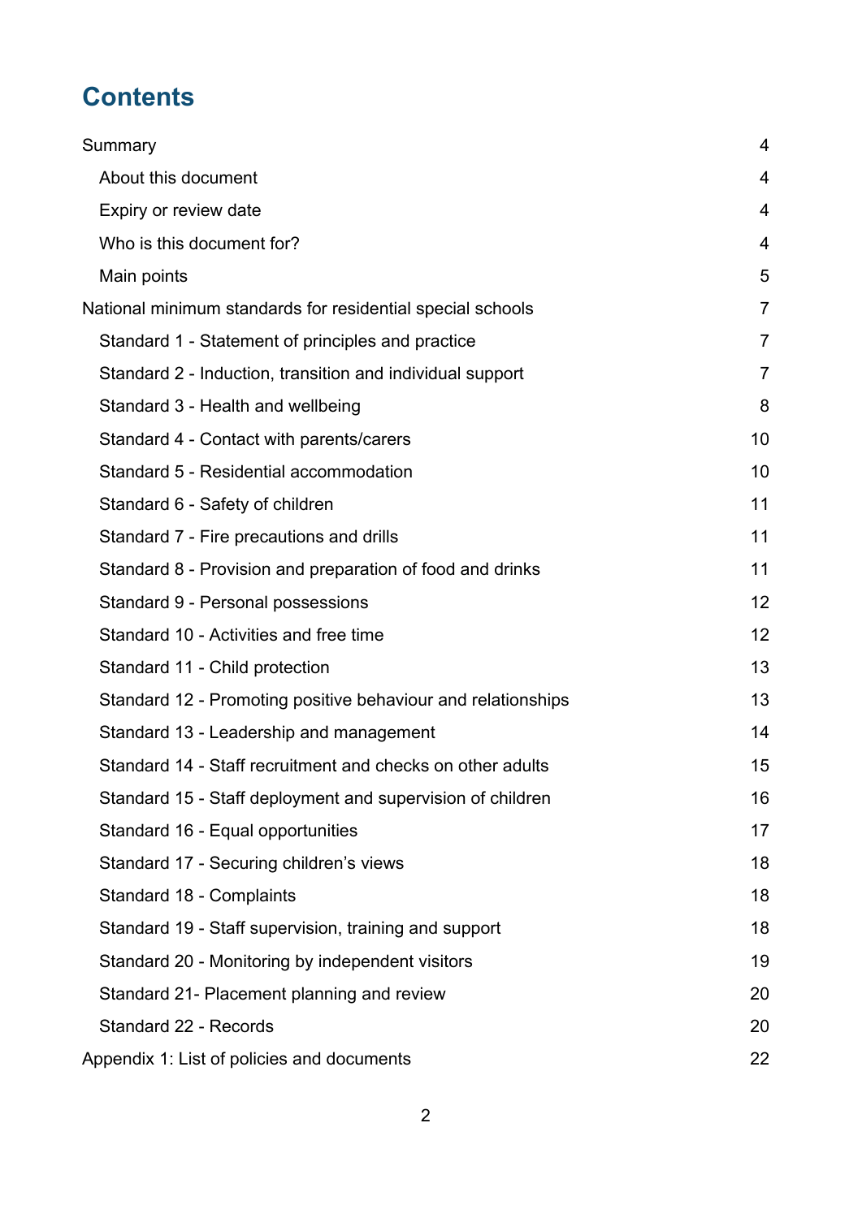# Contents

Summary 4

- About this document 4
- Expiry or review date 4
- Who is this document for? 4
- Main points 5

National minimum standards for residential special schools 7

- Standard 1 - Statement of principles and practice 7
- Standard 2 - Induction, transition and individual support 7
- Standard 3 - Health and wellbeing 8
- Standard 4 - Contact with parents/carers 10
- Standard 5 - Residential accommodation 10
- Standard 6 - Safety of children 11
- Standard 7 - Fire precautions and drills 11
- Standard 8 - Provision and preparation of food and drinks 11
- Standard 9 - Personal possessions 12
- Standard 10 - Activities and free time 12
- Standard 11 - Child protection 13
- Standard 12 - Promoting positive behaviour and relationships 13
- Standard 13 - Leadership and management 14
- Standard 14 - Staff recruitment and checks on other adults 15
- Standard 15 - Staff deployment and supervision of children 16
- Standard 16 - Equal opportunities 17
- Standard 17 - Securing children's views 18
- Standard 18 - Complaints 18
- Standard 19 - Staff supervision, training and support 18
- Standard 20 - Monitoring by independent visitors 19
- Standard 21- Placement planning and review 20
- Standard 22 - Records 20

Appendix 1: List of policies and documents 22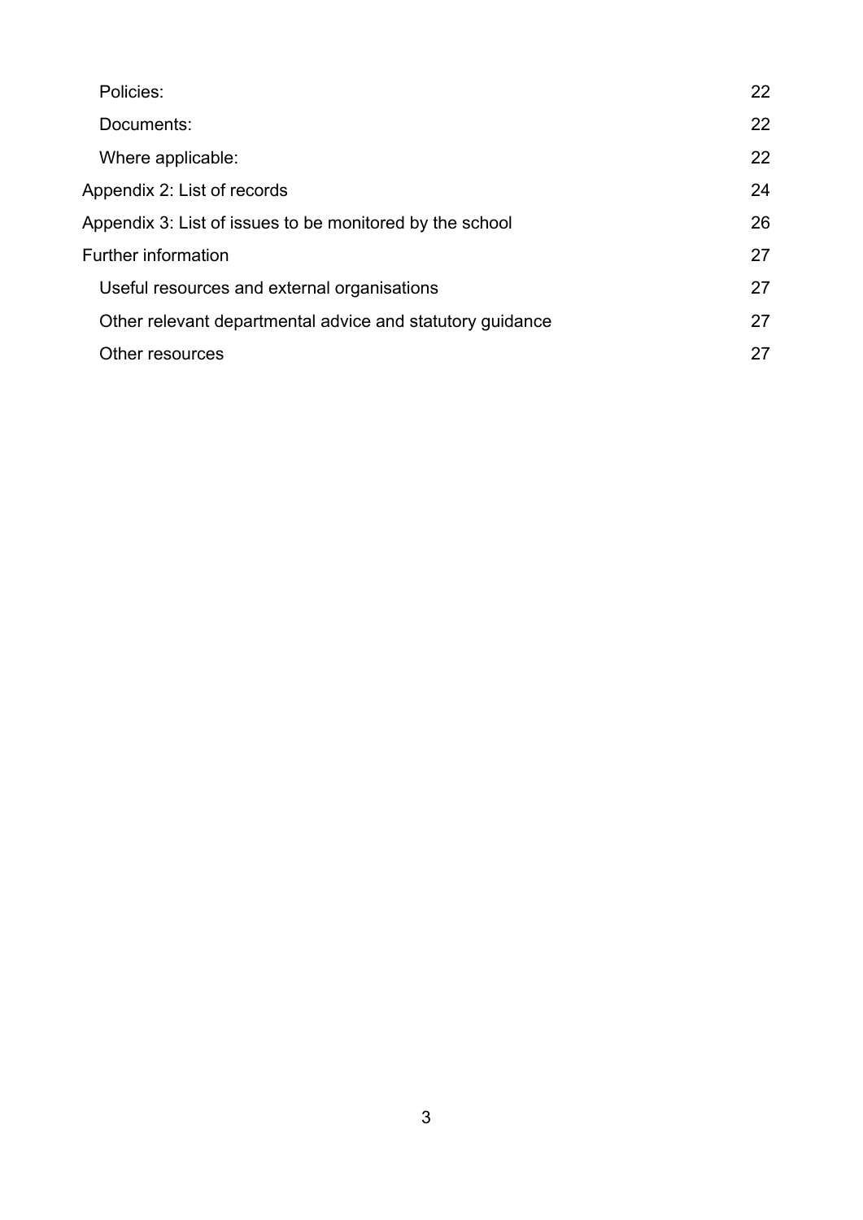- Policies: 22
- Documents: 22
- Where applicable: 22

Appendix 2: List of records 24

Appendix 3: List of issues to be monitored by the school 26

Further information 27

- Useful resources and external organisations 27
- Other relevant departmental advice and statutory guidance 27
- Other resources 27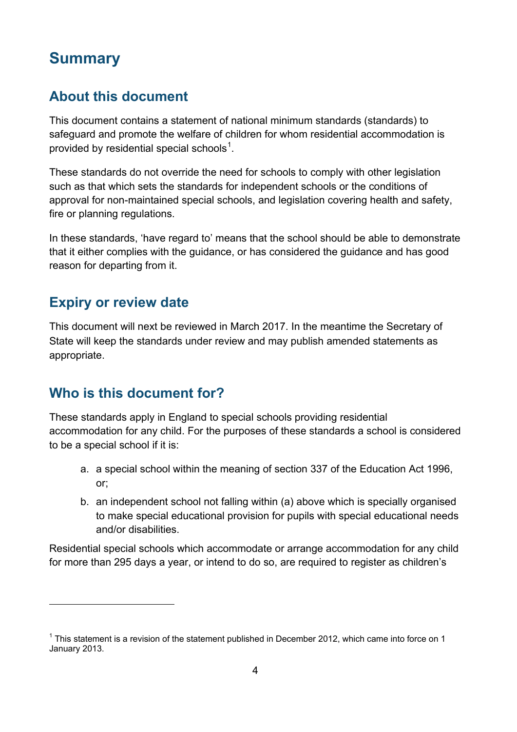# Summary

## About this document

This document contains a statement of national minimum standards (standards) to safeguard and promote the welfare of children for whom residential accommodation is provided by residential special schools[1].

These standards do not override the need for schools to comply with other legislation such as that which sets the standards for independent schools or the conditions of approval for non-maintained special schools, and legislation covering health and safety, fire or planning regulations.

In these standards, 'have regard to' means that the school should be able to demonstrate that it either complies with the guidance, or has considered the guidance and has good reason for departing from it.

## Expiry or review date

This document will next be reviewed in March 2017. In the meantime the Secretary of State will keep the standards under review and may publish amended statements as appropriate.

## Who is this document for?

These standards apply in England to special schools providing residential accommodation for any child. For the purposes of these standards a school is considered to be a special school if it is:

a. a special school within the meaning of section 337 of the Education Act 1996, or;

b. an independent school not falling within (a) above which is specially organised to make special educational provision for pupils with special educational needs and/or disabilities.

Residential special schools which accommodate or arrange accommodation for any child for more than 295 days a year, or intend to do so, are required to register as children's

[1] This statement is a revision of the statement published in December 2012, which came into force on 1 January 2013.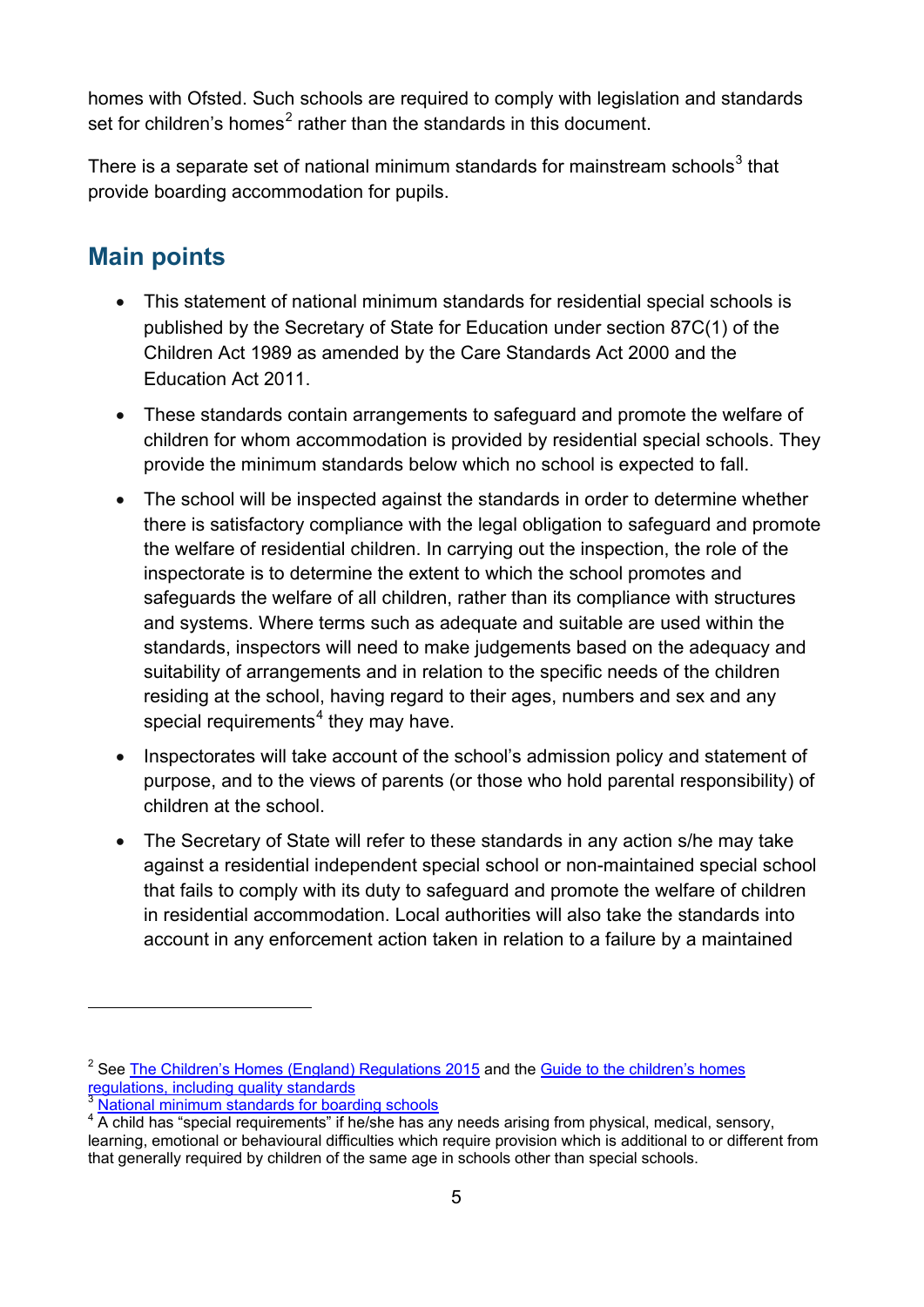homes with Ofsted. Such schools are required to comply with legislation and standards set for children's homes[2] rather than the standards in this document.

There is a separate set of national minimum standards for mainstream schools[3] that provide boarding accommodation for pupils.

## Main points

- This statement of national minimum standards for residential special schools is published by the Secretary of State for Education under section 87C(1) of the Children Act 1989 as amended by the Care Standards Act 2000 and the Education Act 2011.
- These standards contain arrangements to safeguard and promote the welfare of children for whom accommodation is provided by residential special schools. They provide the minimum standards below which no school is expected to fall.
- The school will be inspected against the standards in order to determine whether there is satisfactory compliance with the legal obligation to safeguard and promote the welfare of residential children. In carrying out the inspection, the role of the inspectorate is to determine the extent to which the school promotes and safeguards the welfare of all children, rather than its compliance with structures and systems. Where terms such as adequate and suitable are used within the standards, inspectors will need to make judgements based on the adequacy and suitability of arrangements and in relation to the specific needs of the children residing at the school, having regard to their ages, numbers and sex and any special requirements[4] they may have.
- Inspectorates will take account of the school's admission policy and statement of purpose, and to the views of parents (or those who hold parental responsibility) of children at the school.
- The Secretary of State will refer to these standards in any action s/he may take against a residential independent special school or non-maintained special school that fails to comply with its duty to safeguard and promote the welfare of children in residential accommodation. Local authorities will also take the standards into account in any enforcement action taken in relation to a failure by a maintained

---

[2] See The Children's Homes (England) Regulations 2015 and the Guide to the children's homes regulations, including quality standards

[3] National minimum standards for boarding schools

[4] A child has "special requirements" if he/she has any needs arising from physical, medical, sensory, learning, emotional or behavioural difficulties which require provision which is additional to or different from that generally required by children of the same age in schools other than special schools.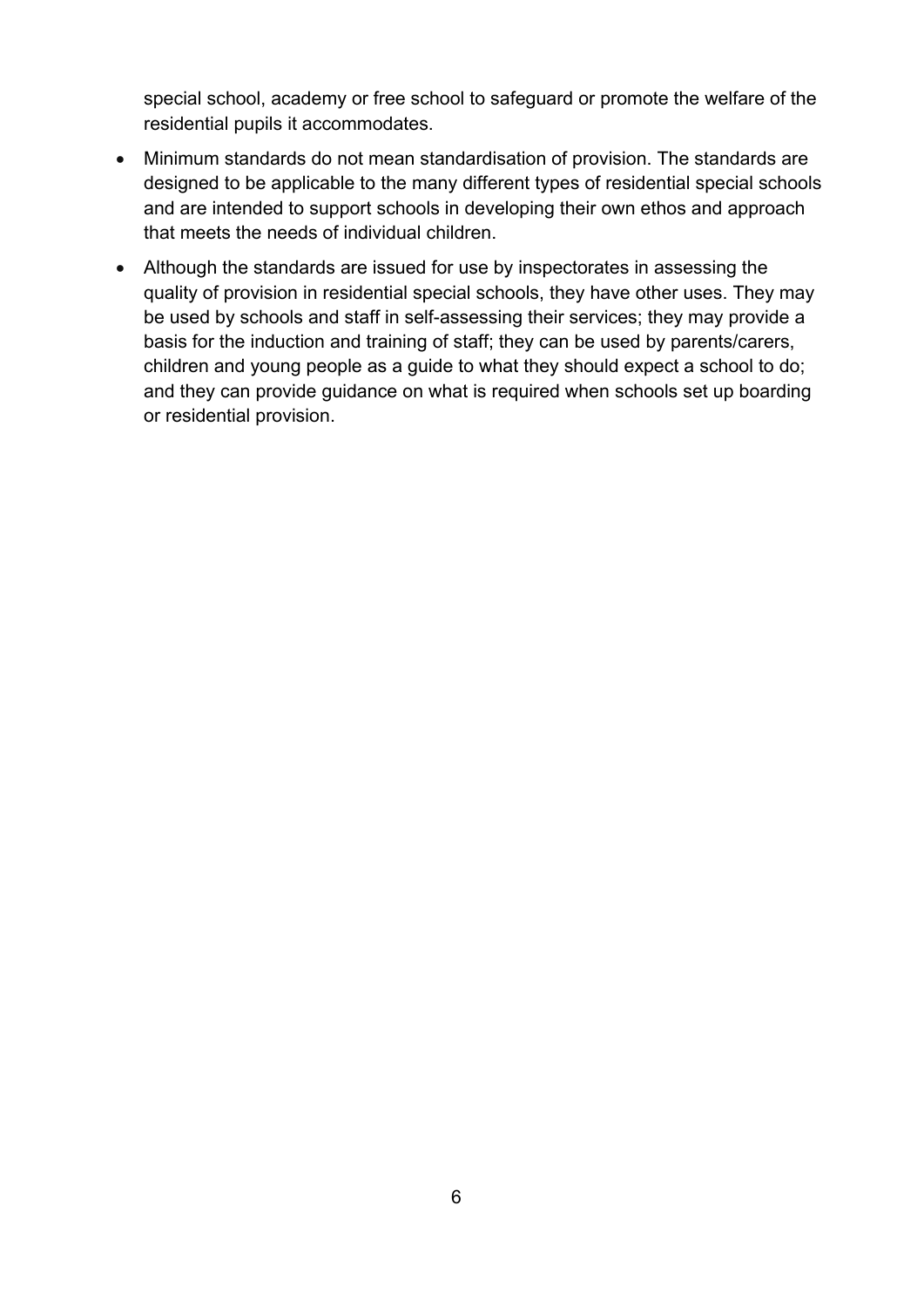special school, academy or free school to safeguard or promote the welfare of the residential pupils it accommodates.

- Minimum standards do not mean standardisation of provision. The standards are designed to be applicable to the many different types of residential special schools and are intended to support schools in developing their own ethos and approach that meets the needs of individual children.
- Although the standards are issued for use by inspectorates in assessing the quality of provision in residential special schools, they have other uses. They may be used by schools and staff in self-assessing their services; they may provide a basis for the induction and training of staff; they can be used by parents/carers, children and young people as a guide to what they should expect a school to do; and they can provide guidance on what is required when schools set up boarding or residential provision.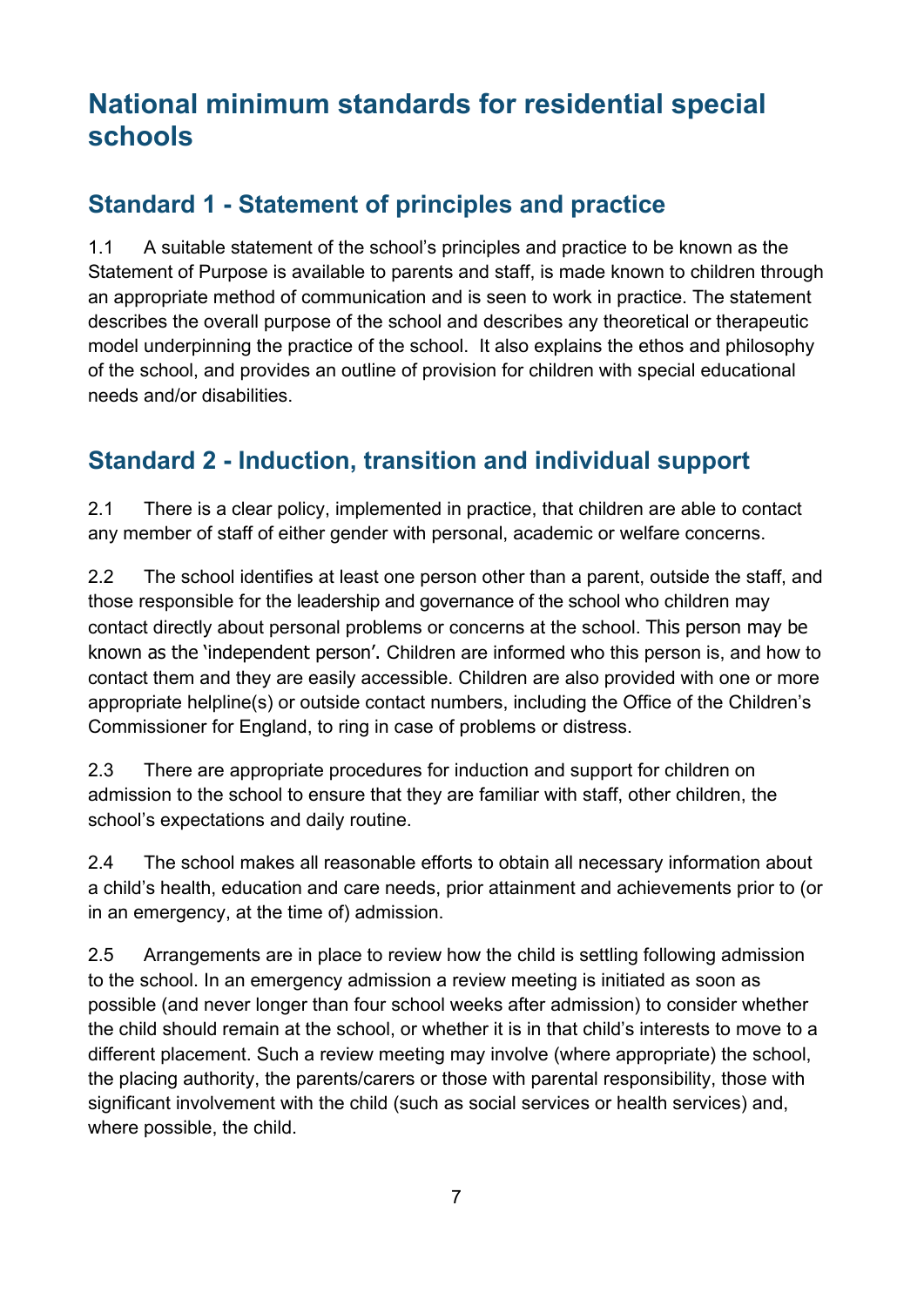# National minimum standards for residential special schools

## Standard 1 - Statement of principles and practice

1.1 A suitable statement of the school's principles and practice to be known as the Statement of Purpose is available to parents and staff, is made known to children through an appropriate method of communication and is seen to work in practice. The statement describes the overall purpose of the school and describes any theoretical or therapeutic model underpinning the practice of the school. It also explains the ethos and philosophy of the school, and provides an outline of provision for children with special educational needs and/or disabilities.

## Standard 2 - Induction, transition and individual support

2.1 There is a clear policy, implemented in practice, that children are able to contact any member of staff of either gender with personal, academic or welfare concerns.

2.2 The school identifies at least one person other than a parent, outside the staff, and those responsible for the leadership and governance of the school who children may contact directly about personal problems or concerns at the school. This person may be known as the 'independent person'. Children are informed who this person is, and how to contact them and they are easily accessible. Children are also provided with one or more appropriate helpline(s) or outside contact numbers, including the Office of the Children's Commissioner for England, to ring in case of problems or distress.

2.3 There are appropriate procedures for induction and support for children on admission to the school to ensure that they are familiar with staff, other children, the school's expectations and daily routine.

2.4 The school makes all reasonable efforts to obtain all necessary information about a child's health, education and care needs, prior attainment and achievements prior to (or in an emergency, at the time of) admission.

2.5 Arrangements are in place to review how the child is settling following admission to the school. In an emergency admission a review meeting is initiated as soon as possible (and never longer than four school weeks after admission) to consider whether the child should remain at the school, or whether it is in that child's interests to move to a different placement. Such a review meeting may involve (where appropriate) the school, the placing authority, the parents/carers or those with parental responsibility, those with significant involvement with the child (such as social services or health services) and, where possible, the child.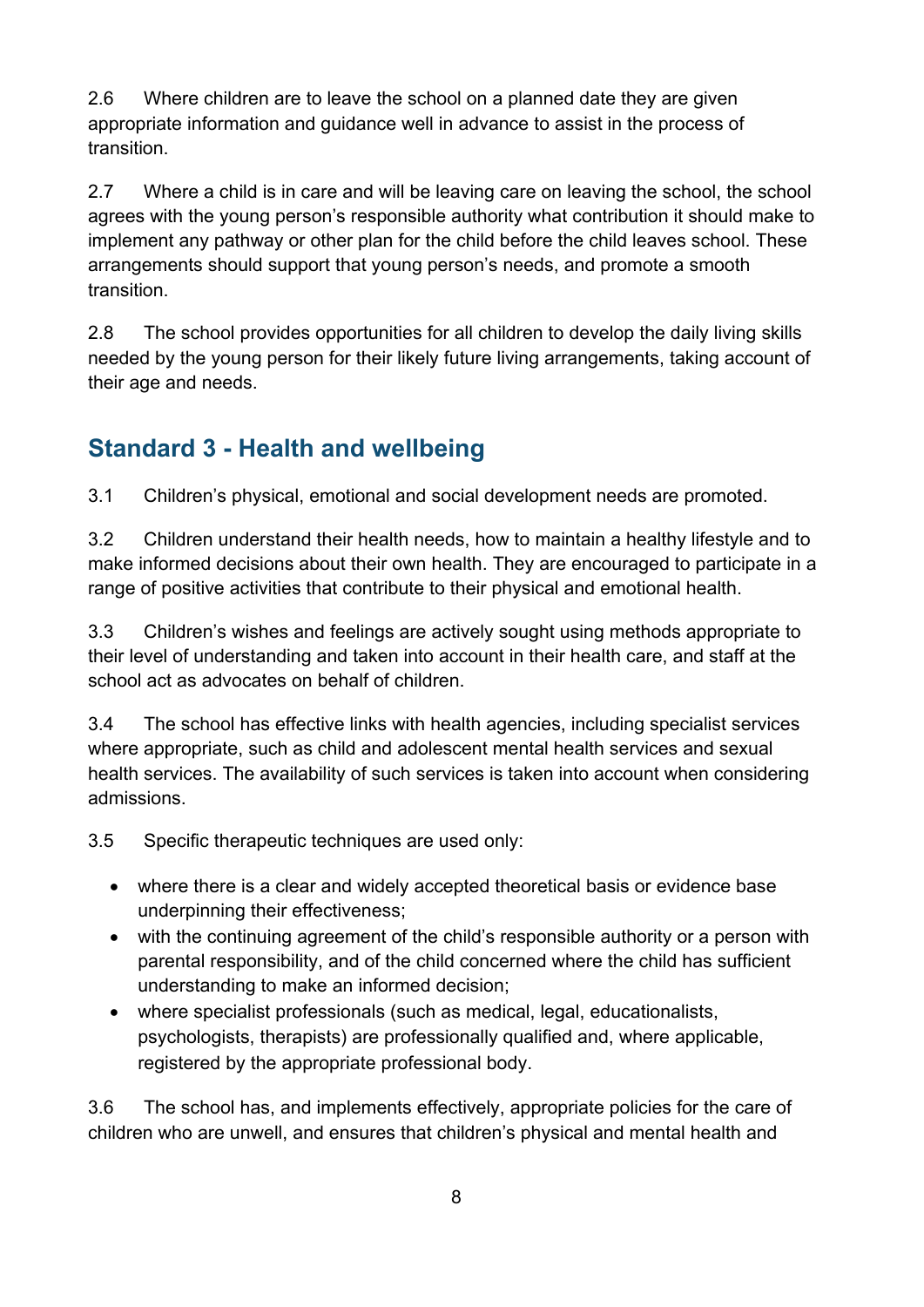2.6 Where children are to leave the school on a planned date they are given appropriate information and guidance well in advance to assist in the process of transition.

2.7 Where a child is in care and will be leaving care on leaving the school, the school agrees with the young person's responsible authority what contribution it should make to implement any pathway or other plan for the child before the child leaves school. These arrangements should support that young person's needs, and promote a smooth transition.

2.8 The school provides opportunities for all children to develop the daily living skills needed by the young person for their likely future living arrangements, taking account of their age and needs.

## Standard 3 - Health and wellbeing

3.1 Children's physical, emotional and social development needs are promoted.

3.2 Children understand their health needs, how to maintain a healthy lifestyle and to make informed decisions about their own health. They are encouraged to participate in a range of positive activities that contribute to their physical and emotional health.

3.3 Children's wishes and feelings are actively sought using methods appropriate to their level of understanding and taken into account in their health care, and staff at the school act as advocates on behalf of children.

3.4 The school has effective links with health agencies, including specialist services where appropriate, such as child and adolescent mental health services and sexual health services. The availability of such services is taken into account when considering admissions.

3.5 Specific therapeutic techniques are used only:

- where there is a clear and widely accepted theoretical basis or evidence base underpinning their effectiveness;
- with the continuing agreement of the child's responsible authority or a person with parental responsibility, and of the child concerned where the child has sufficient understanding to make an informed decision;
- where specialist professionals (such as medical, legal, educationalists, psychologists, therapists) are professionally qualified and, where applicable, registered by the appropriate professional body.

3.6 The school has, and implements effectively, appropriate policies for the care of children who are unwell, and ensures that children's physical and mental health and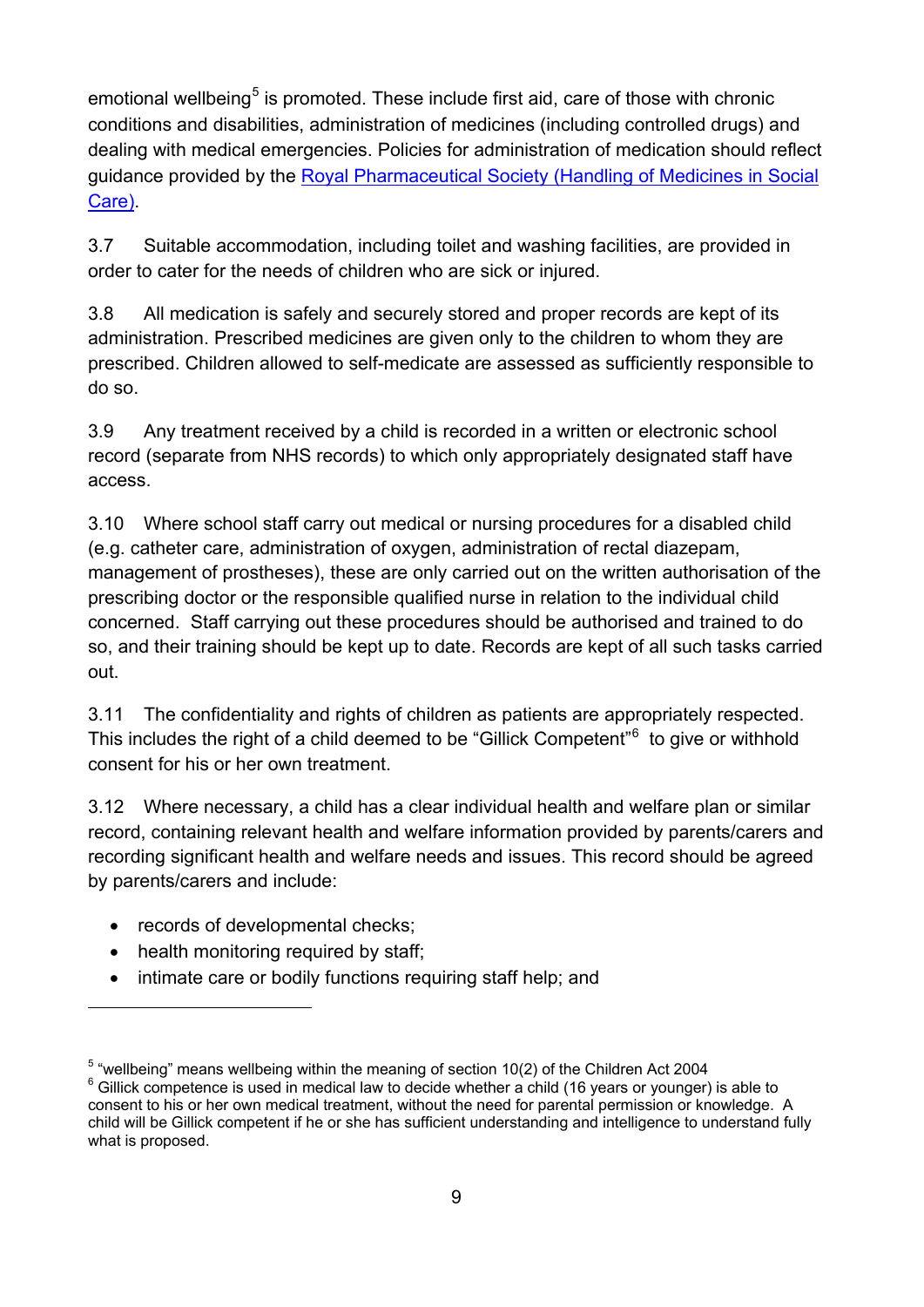emotional wellbeing[5] is promoted. These include first aid, care of those with chronic conditions and disabilities, administration of medicines (including controlled drugs) and dealing with medical emergencies. Policies for administration of medication should reflect guidance provided by the [Royal Pharmaceutical Society (Handling of Medicines in Social Care)](#).

3.7 Suitable accommodation, including toilet and washing facilities, are provided in order to cater for the needs of children who are sick or injured.

3.8 All medication is safely and securely stored and proper records are kept of its administration. Prescribed medicines are given only to the children to whom they are prescribed. Children allowed to self-medicate are assessed as sufficiently responsible to do so.

3.9 Any treatment received by a child is recorded in a written or electronic school record (separate from NHS records) to which only appropriately designated staff have access.

3.10 Where school staff carry out medical or nursing procedures for a disabled child (e.g. catheter care, administration of oxygen, administration of rectal diazepam, management of prostheses), these are only carried out on the written authorisation of the prescribing doctor or the responsible qualified nurse in relation to the individual child concerned. Staff carrying out these procedures should be authorised and trained to do so, and their training should be kept up to date. Records are kept of all such tasks carried out.

3.11 The confidentiality and rights of children as patients are appropriately respected. This includes the right of a child deemed to be "Gillick Competent"[6] to give or withhold consent for his or her own treatment.

3.12 Where necessary, a child has a clear individual health and welfare plan or similar record, containing relevant health and welfare information provided by parents/carers and recording significant health and welfare needs and issues. This record should be agreed by parents/carers and include:

- records of developmental checks;
- health monitoring required by staff;
- intimate care or bodily functions requiring staff help; and

---

[5] "wellbeing" means wellbeing within the meaning of section 10(2) of the Children Act 2004

[6] Gillick competence is used in medical law to decide whether a child (16 years or younger) is able to consent to his or her own medical treatment, without the need for parental permission or knowledge. A child will be Gillick competent if he or she has sufficient understanding and intelligence to understand fully what is proposed.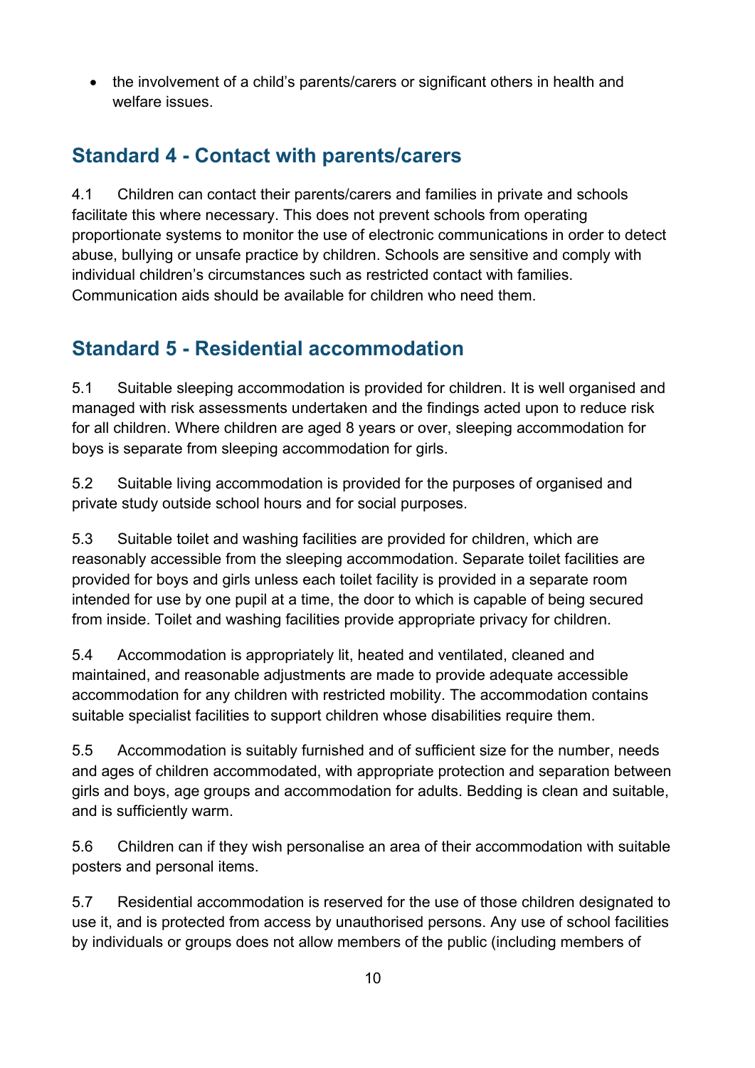- the involvement of a child's parents/carers or significant others in health and welfare issues.

## Standard 4 - Contact with parents/carers

4.1 Children can contact their parents/carers and families in private and schools facilitate this where necessary. This does not prevent schools from operating proportionate systems to monitor the use of electronic communications in order to detect abuse, bullying or unsafe practice by children. Schools are sensitive and comply with individual children's circumstances such as restricted contact with families. Communication aids should be available for children who need them.

## Standard 5 - Residential accommodation

5.1 Suitable sleeping accommodation is provided for children. It is well organised and managed with risk assessments undertaken and the findings acted upon to reduce risk for all children. Where children are aged 8 years or over, sleeping accommodation for boys is separate from sleeping accommodation for girls.

5.2 Suitable living accommodation is provided for the purposes of organised and private study outside school hours and for social purposes.

5.3 Suitable toilet and washing facilities are provided for children, which are reasonably accessible from the sleeping accommodation. Separate toilet facilities are provided for boys and girls unless each toilet facility is provided in a separate room intended for use by one pupil at a time, the door to which is capable of being secured from inside. Toilet and washing facilities provide appropriate privacy for children.

5.4 Accommodation is appropriately lit, heated and ventilated, cleaned and maintained, and reasonable adjustments are made to provide adequate accessible accommodation for any children with restricted mobility. The accommodation contains suitable specialist facilities to support children whose disabilities require them.

5.5 Accommodation is suitably furnished and of sufficient size for the number, needs and ages of children accommodated, with appropriate protection and separation between girls and boys, age groups and accommodation for adults. Bedding is clean and suitable, and is sufficiently warm.

5.6 Children can if they wish personalise an area of their accommodation with suitable posters and personal items.

5.7 Residential accommodation is reserved for the use of those children designated to use it, and is protected from access by unauthorised persons. Any use of school facilities by individuals or groups does not allow members of the public (including members of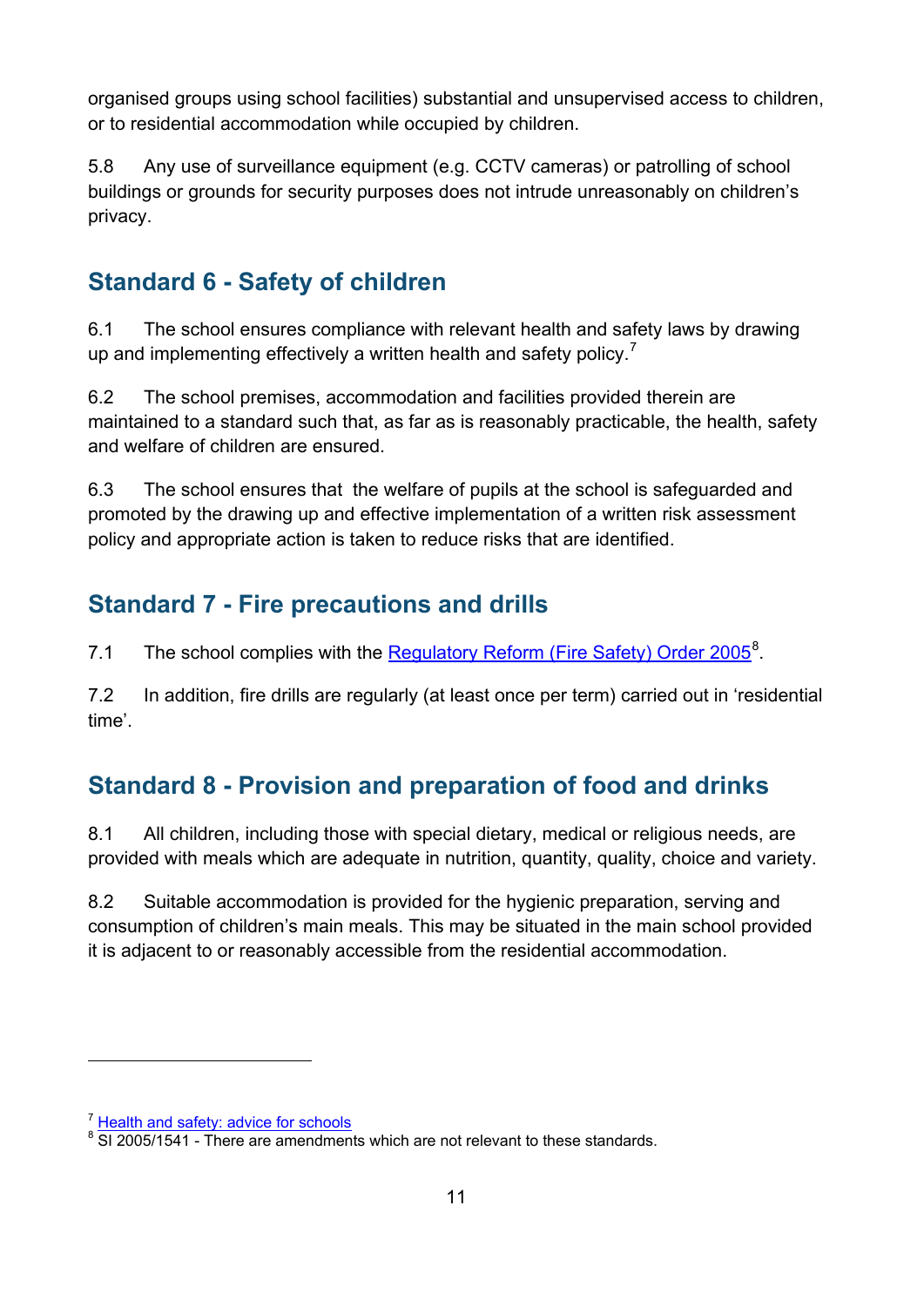organised groups using school facilities) substantial and unsupervised access to children, or to residential accommodation while occupied by children.

5.8 Any use of surveillance equipment (e.g. CCTV cameras) or patrolling of school buildings or grounds for security purposes does not intrude unreasonably on children's privacy.

## Standard 6 - Safety of children

6.1 The school ensures compliance with relevant health and safety laws by drawing up and implementing effectively a written health and safety policy.[7]

6.2 The school premises, accommodation and facilities provided therein are maintained to a standard such that, as far as is reasonably practicable, the health, safety and welfare of children are ensured.

6.3 The school ensures that the welfare of pupils at the school is safeguarded and promoted by the drawing up and effective implementation of a written risk assessment policy and appropriate action is taken to reduce risks that are identified.

## Standard 7 - Fire precautions and drills

7.1 The school complies with the Regulatory Reform (Fire Safety) Order 2005[8].

7.2 In addition, fire drills are regularly (at least once per term) carried out in 'residential time'.

## Standard 8 - Provision and preparation of food and drinks

8.1 All children, including those with special dietary, medical or religious needs, are provided with meals which are adequate in nutrition, quantity, quality, choice and variety.

8.2 Suitable accommodation is provided for the hygienic preparation, serving and consumption of children's main meals. This may be situated in the main school provided it is adjacent to or reasonably accessible from the residential accommodation.

---

[7] Health and safety: advice for schools

[8] SI 2005/1541 - There are amendments which are not relevant to these standards.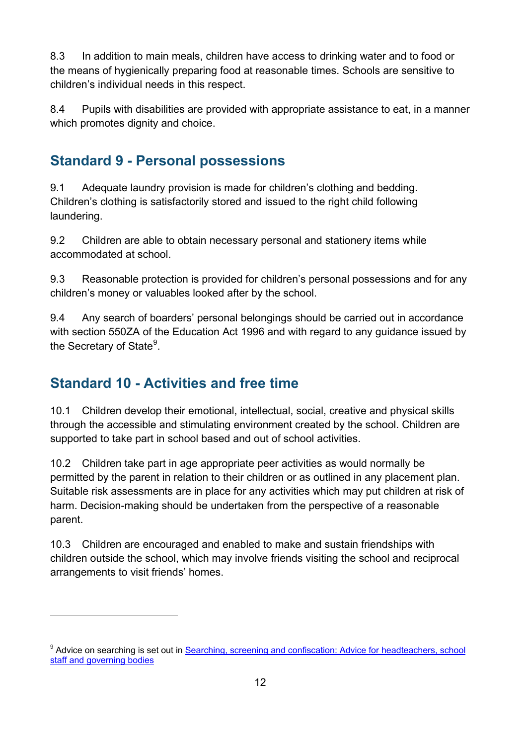8.3 In addition to main meals, children have access to drinking water and to food or the means of hygienically preparing food at reasonable times. Schools are sensitive to children's individual needs in this respect.

8.4 Pupils with disabilities are provided with appropriate assistance to eat, in a manner which promotes dignity and choice.

## Standard 9 - Personal possessions

9.1 Adequate laundry provision is made for children's clothing and bedding. Children's clothing is satisfactorily stored and issued to the right child following laundering.

9.2 Children are able to obtain necessary personal and stationery items while accommodated at school.

9.3 Reasonable protection is provided for children's personal possessions and for any children's money or valuables looked after by the school.

9.4 Any search of boarders' personal belongings should be carried out in accordance with section 550ZA of the Education Act 1996 and with regard to any guidance issued by the Secretary of State[9].

## Standard 10 - Activities and free time

10.1 Children develop their emotional, intellectual, social, creative and physical skills through the accessible and stimulating environment created by the school. Children are supported to take part in school based and out of school activities.

10.2 Children take part in age appropriate peer activities as would normally be permitted by the parent in relation to their children or as outlined in any placement plan. Suitable risk assessments are in place for any activities which may put children at risk of harm. Decision-making should be undertaken from the perspective of a reasonable parent.

10.3 Children are encouraged and enabled to make and sustain friendships with children outside the school, which may involve friends visiting the school and reciprocal arrangements to visit friends' homes.

---

[9] Advice on searching is set out in [Searching, screening and confiscation: Advice for headteachers, school staff and governing bodies]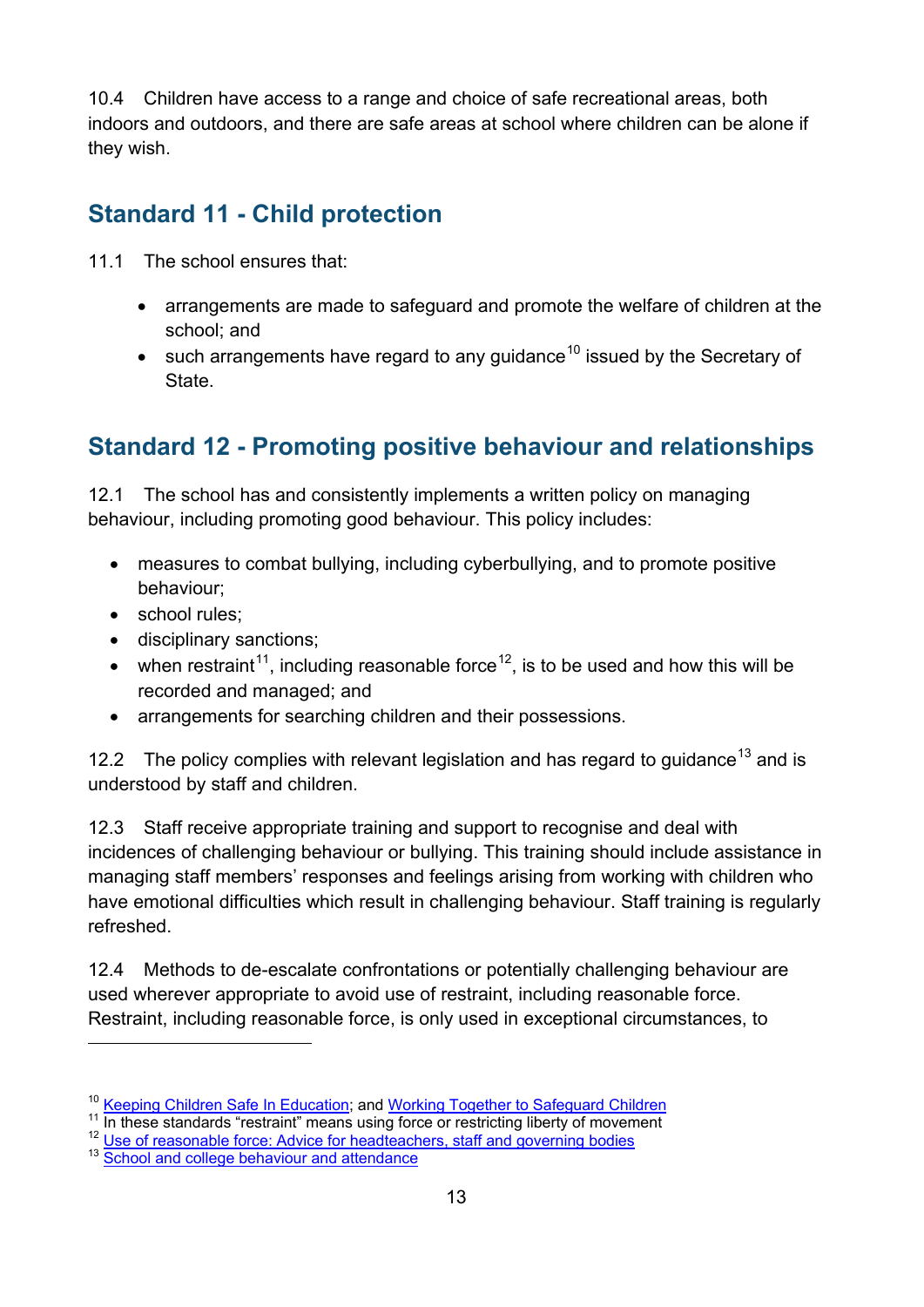10.4 Children have access to a range and choice of safe recreational areas, both indoors and outdoors, and there are safe areas at school where children can be alone if they wish.

## Standard 11 - Child protection

11.1 The school ensures that:

- arrangements are made to safeguard and promote the welfare of children at the school; and
- such arrangements have regard to any guidance[10] issued by the Secretary of State.

## Standard 12 - Promoting positive behaviour and relationships

12.1 The school has and consistently implements a written policy on managing behaviour, including promoting good behaviour. This policy includes:

- measures to combat bullying, including cyberbullying, and to promote positive behaviour;
- school rules;
- disciplinary sanctions;
- when restraint[11], including reasonable force[12], is to be used and how this will be recorded and managed; and
- arrangements for searching children and their possessions.

12.2 The policy complies with relevant legislation and has regard to guidance[13] and is understood by staff and children.

12.3 Staff receive appropriate training and support to recognise and deal with incidences of challenging behaviour or bullying. This training should include assistance in managing staff members' responses and feelings arising from working with children who have emotional difficulties which result in challenging behaviour. Staff training is regularly refreshed.

12.4 Methods to de-escalate confrontations or potentially challenging behaviour are used wherever appropriate to avoid use of restraint, including reasonable force. Restraint, including reasonable force, is only used in exceptional circumstances, to

---

[10] Keeping Children Safe In Education; and Working Together to Safeguard Children
[11] In these standards "restraint" means using force or restricting liberty of movement
[12] Use of reasonable force: Advice for headteachers, staff and governing bodies
[13] School and college behaviour and attendance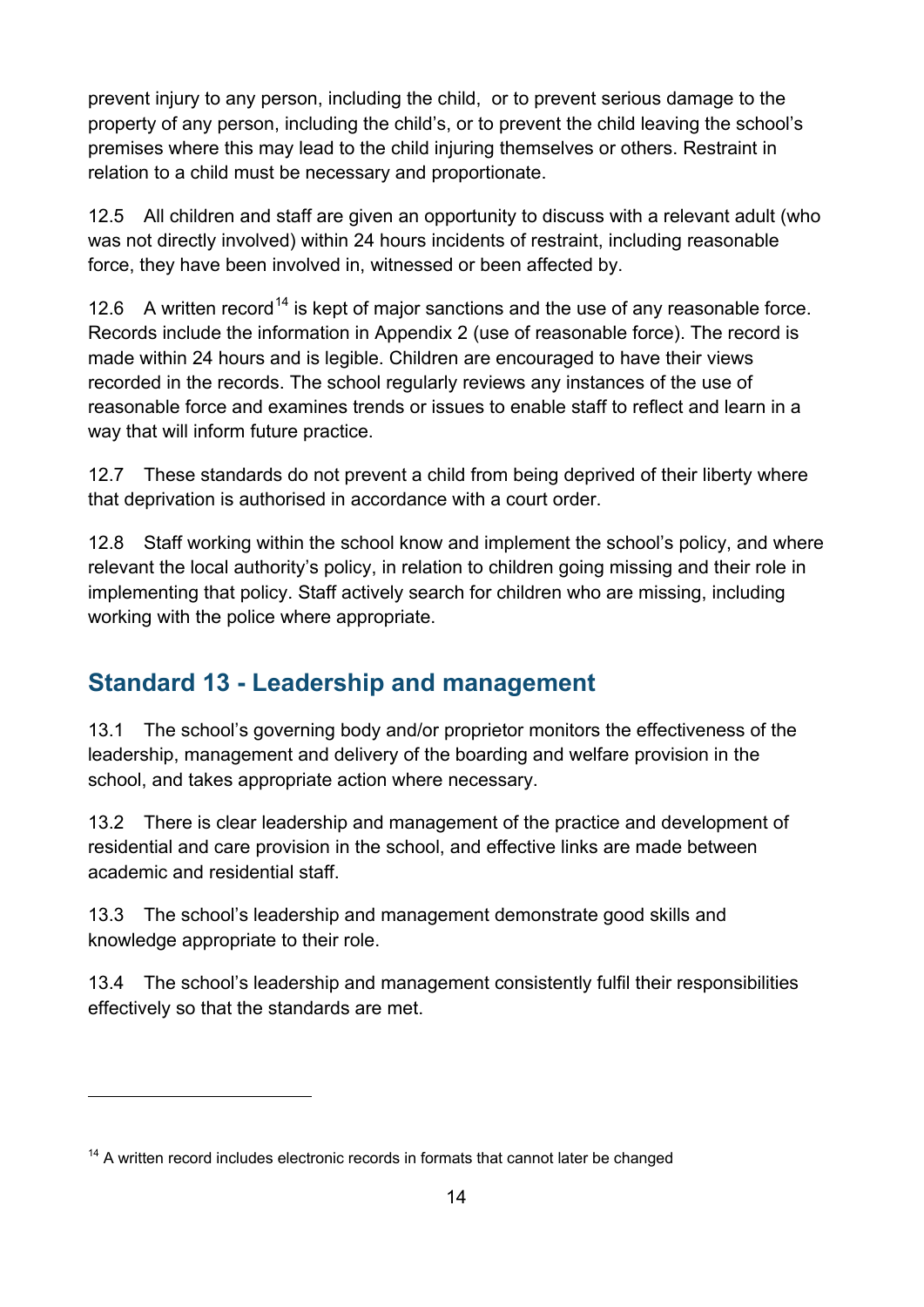prevent injury to any person, including the child,  or to prevent serious damage to the property of any person, including the child's, or to prevent the child leaving the school's premises where this may lead to the child injuring themselves or others. Restraint in relation to a child must be necessary and proportionate.

12.5 All children and staff are given an opportunity to discuss with a relevant adult (who was not directly involved) within 24 hours incidents of restraint, including reasonable force, they have been involved in, witnessed or been affected by.

12.6 A written record[14] is kept of major sanctions and the use of any reasonable force. Records include the information in Appendix 2 (use of reasonable force). The record is made within 24 hours and is legible. Children are encouraged to have their views recorded in the records. The school regularly reviews any instances of the use of reasonable force and examines trends or issues to enable staff to reflect and learn in a way that will inform future practice.

12.7 These standards do not prevent a child from being deprived of their liberty where that deprivation is authorised in accordance with a court order.

12.8 Staff working within the school know and implement the school's policy, and where relevant the local authority's policy, in relation to children going missing and their role in implementing that policy. Staff actively search for children who are missing, including working with the police where appropriate.

## Standard 13 - Leadership and management

13.1 The school's governing body and/or proprietor monitors the effectiveness of the leadership, management and delivery of the boarding and welfare provision in the school, and takes appropriate action where necessary.

13.2 There is clear leadership and management of the practice and development of residential and care provision in the school, and effective links are made between academic and residential staff.

13.3 The school's leadership and management demonstrate good skills and knowledge appropriate to their role.

13.4 The school's leadership and management consistently fulfil their responsibilities effectively so that the standards are met.

---

[14] A written record includes electronic records in formats that cannot later be changed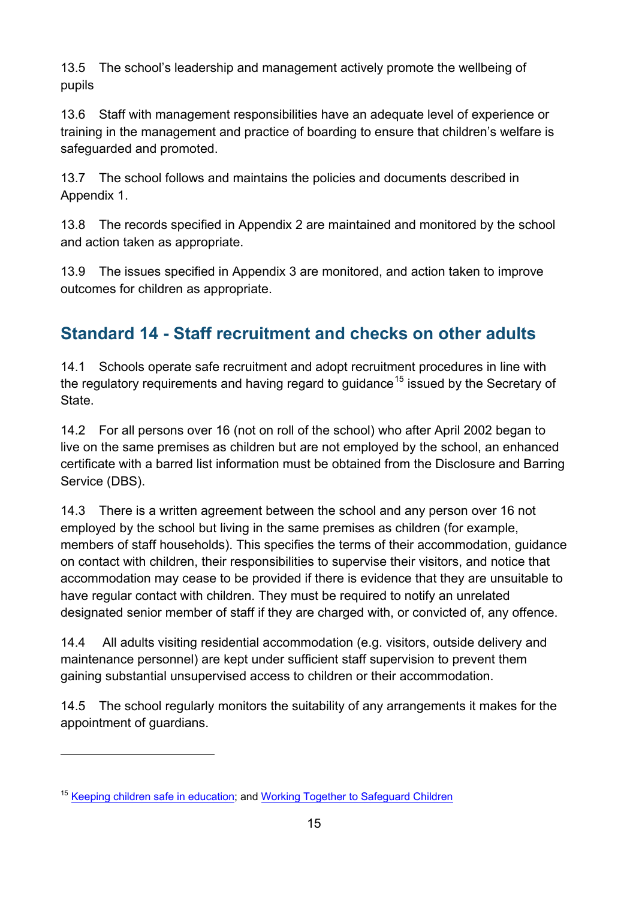13.5 The school's leadership and management actively promote the wellbeing of pupils

13.6 Staff with management responsibilities have an adequate level of experience or training in the management and practice of boarding to ensure that children's welfare is safeguarded and promoted.

13.7 The school follows and maintains the policies and documents described in Appendix 1.

13.8 The records specified in Appendix 2 are maintained and monitored by the school and action taken as appropriate.

13.9 The issues specified in Appendix 3 are monitored, and action taken to improve outcomes for children as appropriate.

## Standard 14 - Staff recruitment and checks on other adults

14.1 Schools operate safe recruitment and adopt recruitment procedures in line with the regulatory requirements and having regard to guidance[15] issued by the Secretary of State.

14.2 For all persons over 16 (not on roll of the school) who after April 2002 began to live on the same premises as children but are not employed by the school, an enhanced certificate with a barred list information must be obtained from the Disclosure and Barring Service (DBS).

14.3 There is a written agreement between the school and any person over 16 not employed by the school but living in the same premises as children (for example, members of staff households). This specifies the terms of their accommodation, guidance on contact with children, their responsibilities to supervise their visitors, and notice that accommodation may cease to be provided if there is evidence that they are unsuitable to have regular contact with children. They must be required to notify an unrelated designated senior member of staff if they are charged with, or convicted of, any offence.

14.4 All adults visiting residential accommodation (e.g. visitors, outside delivery and maintenance personnel) are kept under sufficient staff supervision to prevent them gaining substantial unsupervised access to children or their accommodation.

14.5 The school regularly monitors the suitability of any arrangements it makes for the appointment of guardians.

---

[15] Keeping children safe in education; and Working Together to Safeguard Children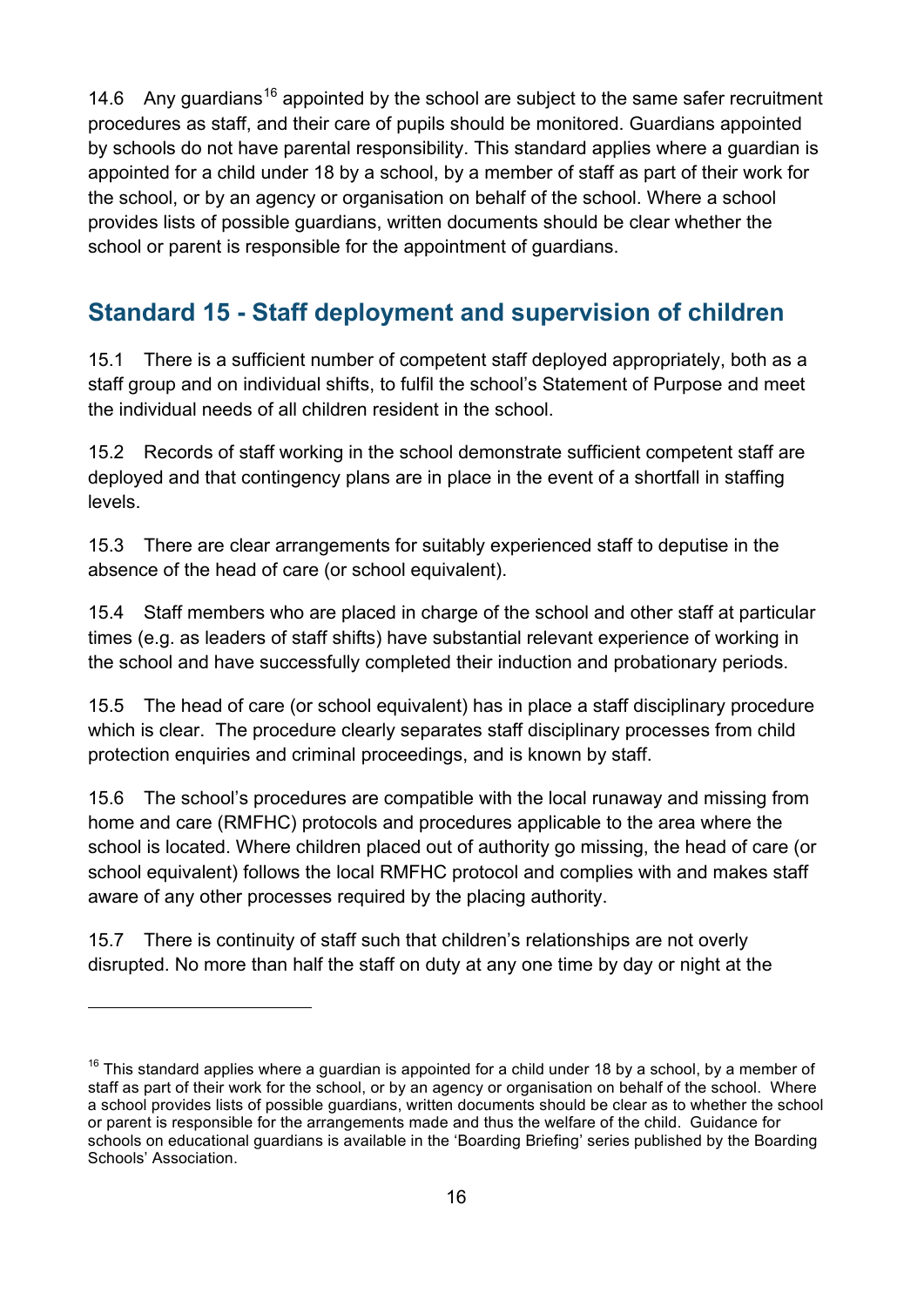14.6 Any guardians[16] appointed by the school are subject to the same safer recruitment procedures as staff, and their care of pupils should be monitored. Guardians appointed by schools do not have parental responsibility. This standard applies where a guardian is appointed for a child under 18 by a school, by a member of staff as part of their work for the school, or by an agency or organisation on behalf of the school. Where a school provides lists of possible guardians, written documents should be clear whether the school or parent is responsible for the appointment of guardians.

## Standard 15 - Staff deployment and supervision of children

15.1 There is a sufficient number of competent staff deployed appropriately, both as a staff group and on individual shifts, to fulfil the school's Statement of Purpose and meet the individual needs of all children resident in the school.

15.2 Records of staff working in the school demonstrate sufficient competent staff are deployed and that contingency plans are in place in the event of a shortfall in staffing levels.

15.3 There are clear arrangements for suitably experienced staff to deputise in the absence of the head of care (or school equivalent).

15.4 Staff members who are placed in charge of the school and other staff at particular times (e.g. as leaders of staff shifts) have substantial relevant experience of working in the school and have successfully completed their induction and probationary periods.

15.5 The head of care (or school equivalent) has in place a staff disciplinary procedure which is clear. The procedure clearly separates staff disciplinary processes from child protection enquiries and criminal proceedings, and is known by staff.

15.6 The school's procedures are compatible with the local runaway and missing from home and care (RMFHC) protocols and procedures applicable to the area where the school is located. Where children placed out of authority go missing, the head of care (or school equivalent) follows the local RMFHC protocol and complies with and makes staff aware of any other processes required by the placing authority.

15.7 There is continuity of staff such that children's relationships are not overly disrupted. No more than half the staff on duty at any one time by day or night at the

---

[16] This standard applies where a guardian is appointed for a child under 18 by a school, by a member of staff as part of their work for the school, or by an agency or organisation on behalf of the school. Where a school provides lists of possible guardians, written documents should be clear as to whether the school or parent is responsible for the arrangements made and thus the welfare of the child. Guidance for schools on educational guardians is available in the 'Boarding Briefing' series published by the Boarding Schools' Association.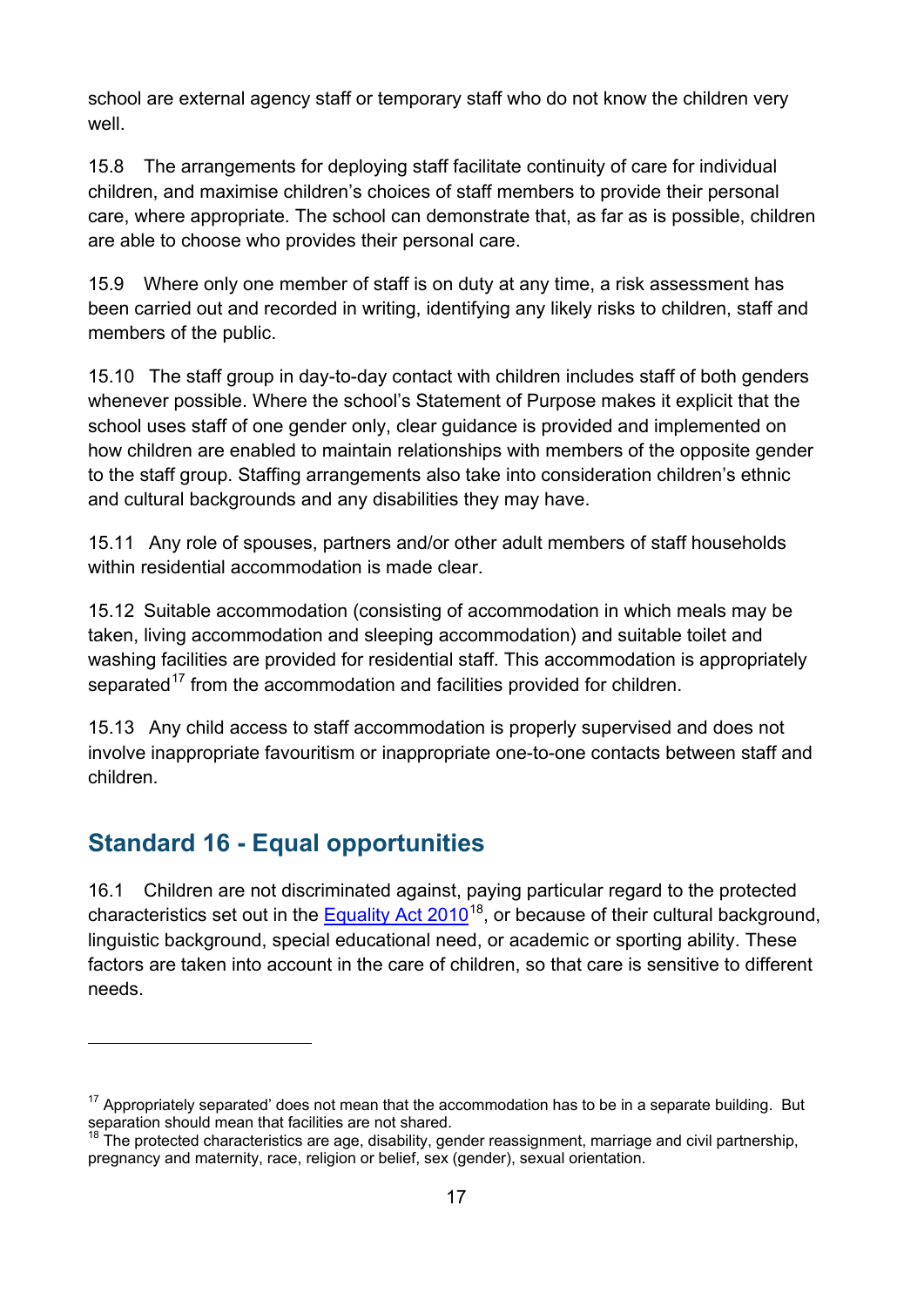school are external agency staff or temporary staff who do not know the children very well.

15.8 The arrangements for deploying staff facilitate continuity of care for individual children, and maximise children's choices of staff members to provide their personal care, where appropriate. The school can demonstrate that, as far as is possible, children are able to choose who provides their personal care.

15.9 Where only one member of staff is on duty at any time, a risk assessment has been carried out and recorded in writing, identifying any likely risks to children, staff and members of the public.

15.10 The staff group in day-to-day contact with children includes staff of both genders whenever possible. Where the school's Statement of Purpose makes it explicit that the school uses staff of one gender only, clear guidance is provided and implemented on how children are enabled to maintain relationships with members of the opposite gender to the staff group. Staffing arrangements also take into consideration children's ethnic and cultural backgrounds and any disabilities they may have.

15.11 Any role of spouses, partners and/or other adult members of staff households within residential accommodation is made clear.

15.12 Suitable accommodation (consisting of accommodation in which meals may be taken, living accommodation and sleeping accommodation) and suitable toilet and washing facilities are provided for residential staff. This accommodation is appropriately separated[17] from the accommodation and facilities provided for children.

15.13 Any child access to staff accommodation is properly supervised and does not involve inappropriate favouritism or inappropriate one-to-one contacts between staff and children.

## Standard 16 - Equal opportunities

16.1 Children are not discriminated against, paying particular regard to the protected characteristics set out in the Equality Act 2010[18], or because of their cultural background, linguistic background, special educational need, or academic or sporting ability. These factors are taken into account in the care of children, so that care is sensitive to different needs.

---

[17] Appropriately separated' does not mean that the accommodation has to be in a separate building. But separation should mean that facilities are not shared.

[18] The protected characteristics are age, disability, gender reassignment, marriage and civil partnership, pregnancy and maternity, race, religion or belief, sex (gender), sexual orientation.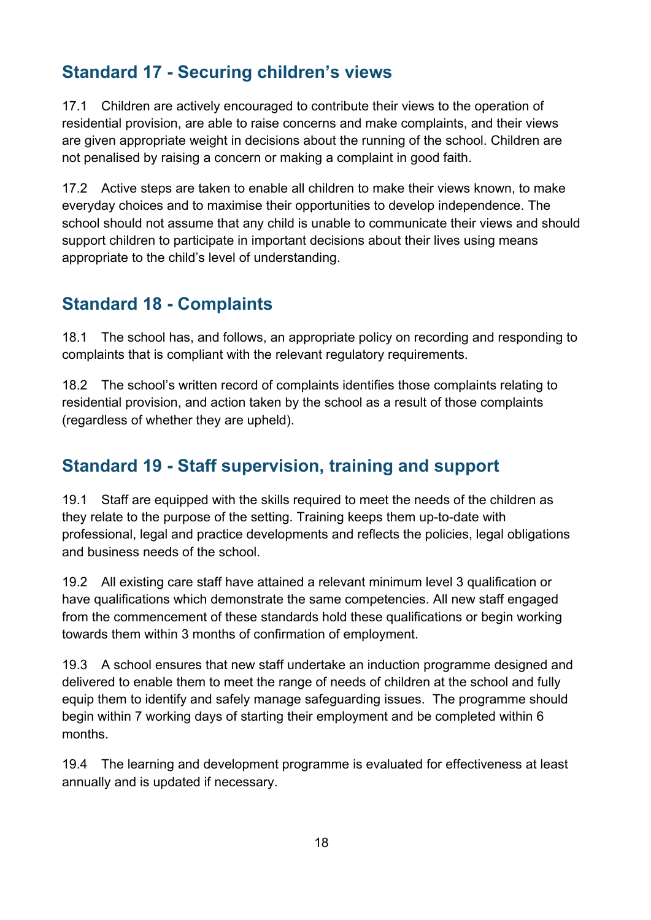## Standard 17 - Securing children's views

17.1 Children are actively encouraged to contribute their views to the operation of residential provision, are able to raise concerns and make complaints, and their views are given appropriate weight in decisions about the running of the school. Children are not penalised by raising a concern or making a complaint in good faith.

17.2 Active steps are taken to enable all children to make their views known, to make everyday choices and to maximise their opportunities to develop independence. The school should not assume that any child is unable to communicate their views and should support children to participate in important decisions about their lives using means appropriate to the child's level of understanding.

## Standard 18 - Complaints

18.1 The school has, and follows, an appropriate policy on recording and responding to complaints that is compliant with the relevant regulatory requirements.

18.2 The school's written record of complaints identifies those complaints relating to residential provision, and action taken by the school as a result of those complaints (regardless of whether they are upheld).

## Standard 19 - Staff supervision, training and support

19.1 Staff are equipped with the skills required to meet the needs of the children as they relate to the purpose of the setting. Training keeps them up-to-date with professional, legal and practice developments and reflects the policies, legal obligations and business needs of the school.

19.2 All existing care staff have attained a relevant minimum level 3 qualification or have qualifications which demonstrate the same competencies. All new staff engaged from the commencement of these standards hold these qualifications or begin working towards them within 3 months of confirmation of employment.

19.3 A school ensures that new staff undertake an induction programme designed and delivered to enable them to meet the range of needs of children at the school and fully equip them to identify and safely manage safeguarding issues. The programme should begin within 7 working days of starting their employment and be completed within 6 months.

19.4 The learning and development programme is evaluated for effectiveness at least annually and is updated if necessary.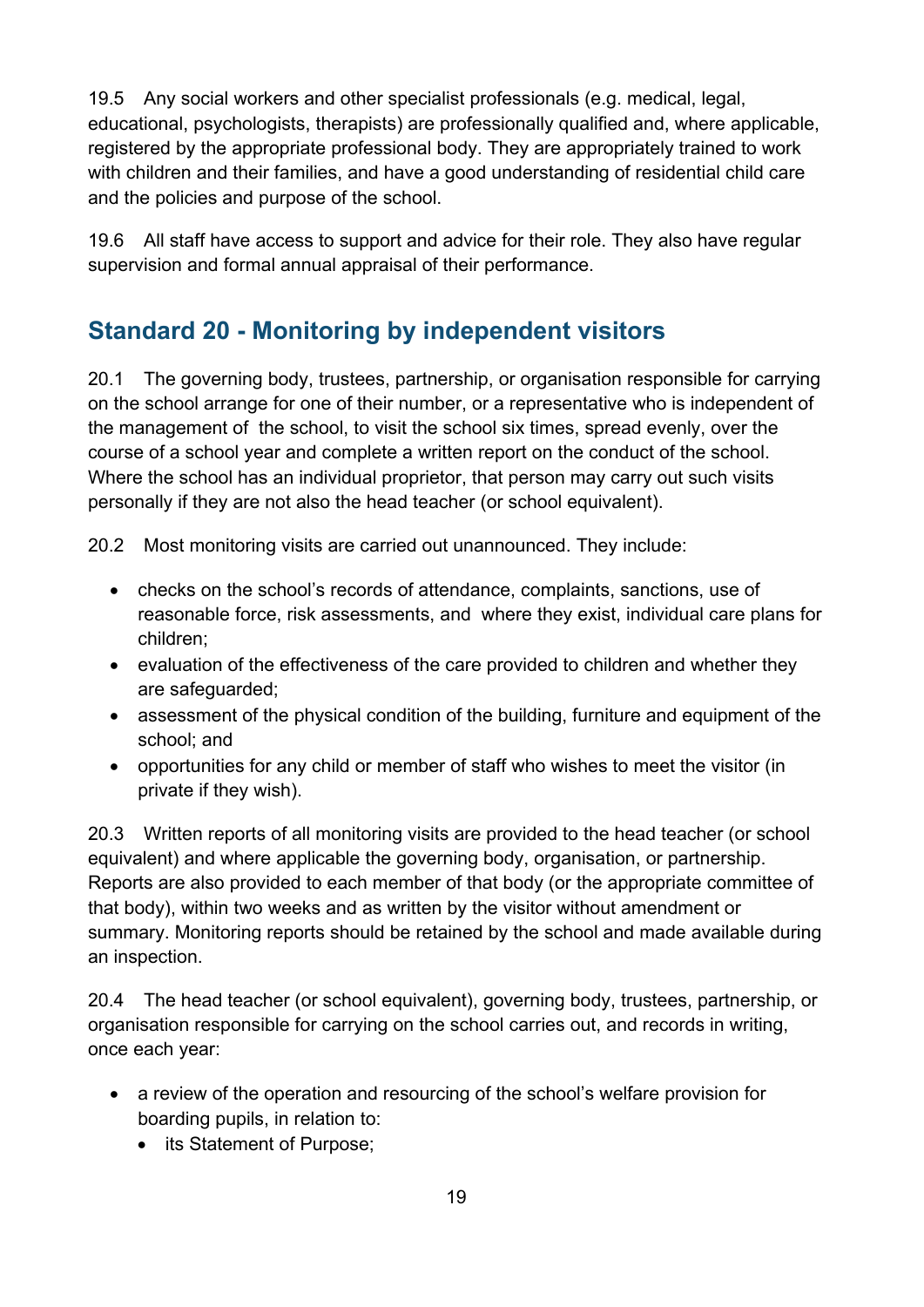19.5 Any social workers and other specialist professionals (e.g. medical, legal, educational, psychologists, therapists) are professionally qualified and, where applicable, registered by the appropriate professional body. They are appropriately trained to work with children and their families, and have a good understanding of residential child care and the policies and purpose of the school.

19.6 All staff have access to support and advice for their role. They also have regular supervision and formal annual appraisal of their performance.

## Standard 20 - Monitoring by independent visitors

20.1 The governing body, trustees, partnership, or organisation responsible for carrying on the school arrange for one of their number, or a representative who is independent of the management of the school, to visit the school six times, spread evenly, over the course of a school year and complete a written report on the conduct of the school. Where the school has an individual proprietor, that person may carry out such visits personally if they are not also the head teacher (or school equivalent).

20.2 Most monitoring visits are carried out unannounced. They include:

- checks on the school's records of attendance, complaints, sanctions, use of reasonable force, risk assessments, and where they exist, individual care plans for children;
- evaluation of the effectiveness of the care provided to children and whether they are safeguarded;
- assessment of the physical condition of the building, furniture and equipment of the school; and
- opportunities for any child or member of staff who wishes to meet the visitor (in private if they wish).

20.3 Written reports of all monitoring visits are provided to the head teacher (or school equivalent) and where applicable the governing body, organisation, or partnership. Reports are also provided to each member of that body (or the appropriate committee of that body), within two weeks and as written by the visitor without amendment or summary. Monitoring reports should be retained by the school and made available during an inspection.

20.4 The head teacher (or school equivalent), governing body, trustees, partnership, or organisation responsible for carrying on the school carries out, and records in writing, once each year:

- a review of the operation and resourcing of the school's welfare provision for boarding pupils, in relation to:
  - its Statement of Purpose;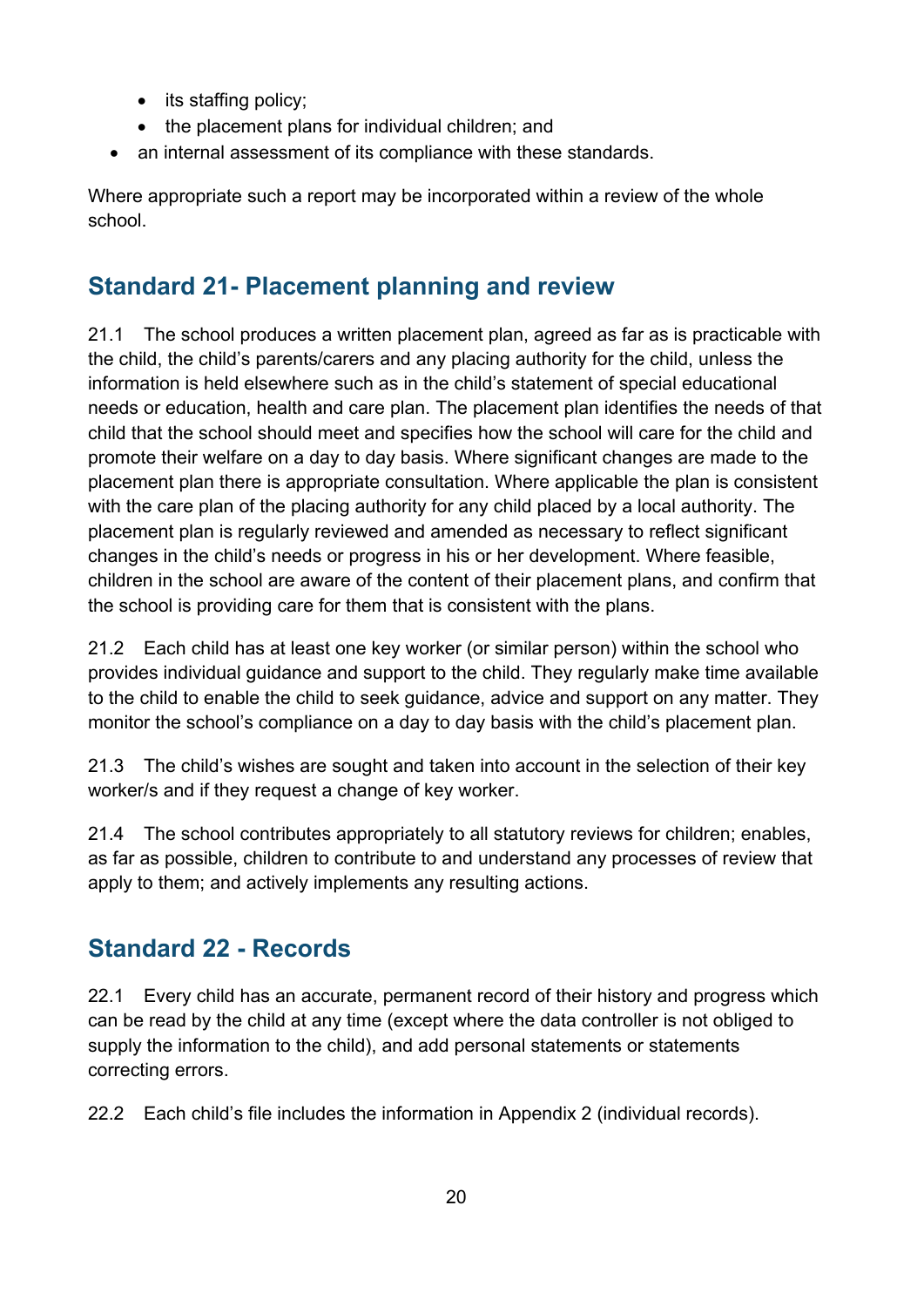- its staffing policy;
  - the placement plans for individual children; and
- an internal assessment of its compliance with these standards.

Where appropriate such a report may be incorporated within a review of the whole school.

## Standard 21- Placement planning and review

21.1 The school produces a written placement plan, agreed as far as is practicable with the child, the child's parents/carers and any placing authority for the child, unless the information is held elsewhere such as in the child's statement of special educational needs or education, health and care plan. The placement plan identifies the needs of that child that the school should meet and specifies how the school will care for the child and promote their welfare on a day to day basis. Where significant changes are made to the placement plan there is appropriate consultation. Where applicable the plan is consistent with the care plan of the placing authority for any child placed by a local authority. The placement plan is regularly reviewed and amended as necessary to reflect significant changes in the child's needs or progress in his or her development. Where feasible, children in the school are aware of the content of their placement plans, and confirm that the school is providing care for them that is consistent with the plans.

21.2 Each child has at least one key worker (or similar person) within the school who provides individual guidance and support to the child. They regularly make time available to the child to enable the child to seek guidance, advice and support on any matter. They monitor the school's compliance on a day to day basis with the child's placement plan.

21.3 The child's wishes are sought and taken into account in the selection of their key worker/s and if they request a change of key worker.

21.4 The school contributes appropriately to all statutory reviews for children; enables, as far as possible, children to contribute to and understand any processes of review that apply to them; and actively implements any resulting actions.

## Standard 22 - Records

22.1 Every child has an accurate, permanent record of their history and progress which can be read by the child at any time (except where the data controller is not obliged to supply the information to the child), and add personal statements or statements correcting errors.

22.2 Each child's file includes the information in Appendix 2 (individual records).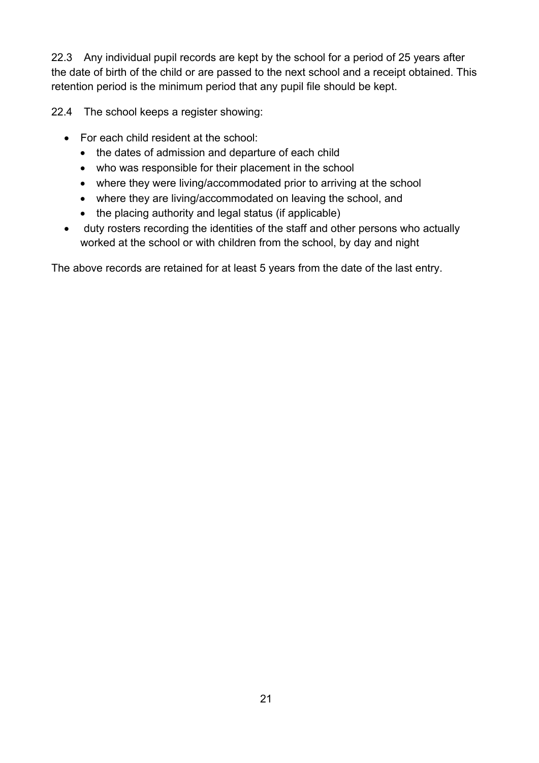22.3 Any individual pupil records are kept by the school for a period of 25 years after the date of birth of the child or are passed to the next school and a receipt obtained. This retention period is the minimum period that any pupil file should be kept.

22.4 The school keeps a register showing:

- For each child resident at the school:
  - the dates of admission and departure of each child
  - who was responsible for their placement in the school
  - where they were living/accommodated prior to arriving at the school
  - where they are living/accommodated on leaving the school, and
  - the placing authority and legal status (if applicable)
- duty rosters recording the identities of the staff and other persons who actually worked at the school or with children from the school, by day and night

The above records are retained for at least 5 years from the date of the last entry.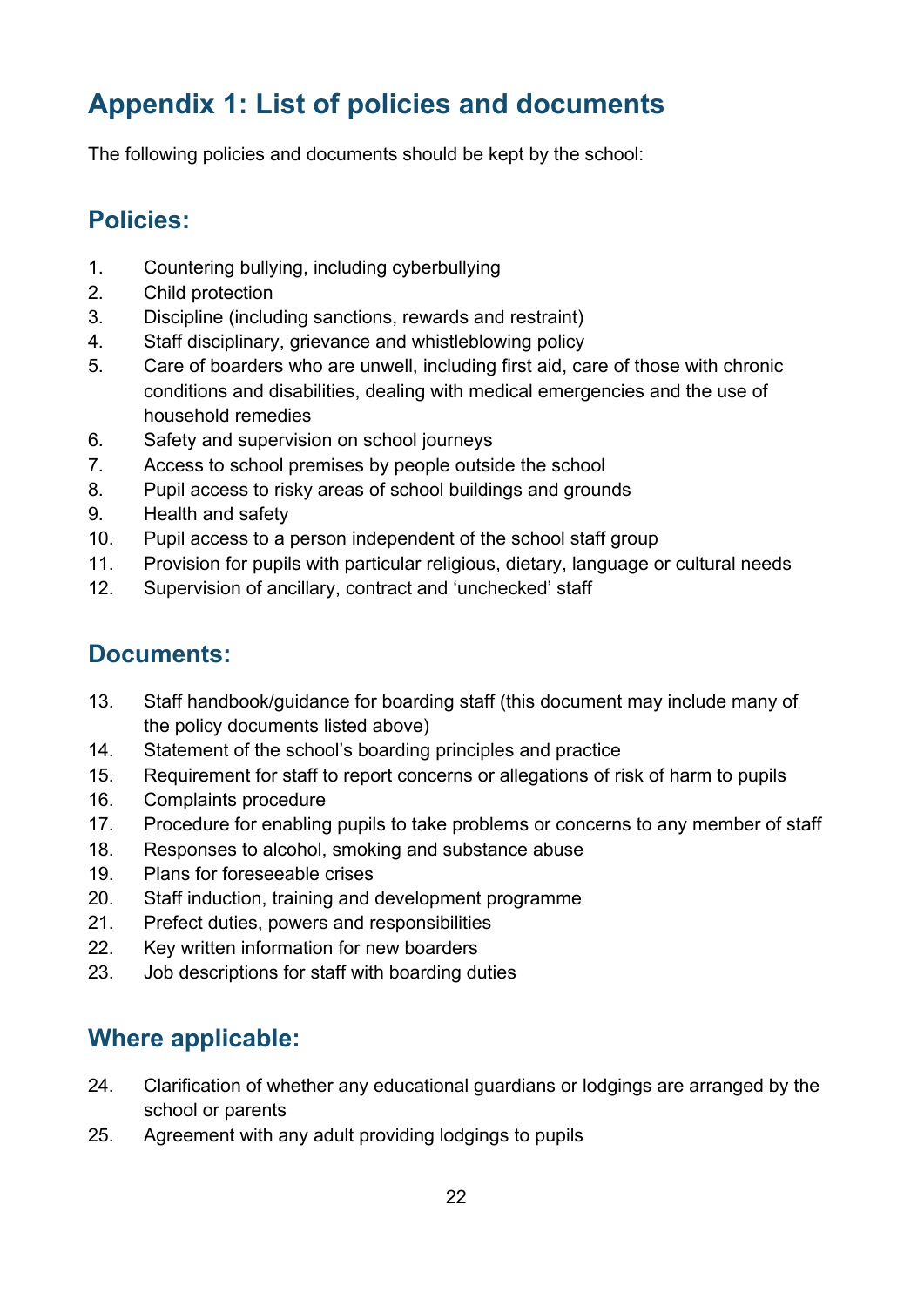# Appendix 1: List of policies and documents

The following policies and documents should be kept by the school:

## Policies:

1. Countering bullying, including cyberbullying
2. Child protection
3. Discipline (including sanctions, rewards and restraint)
4. Staff disciplinary, grievance and whistleblowing policy
5. Care of boarders who are unwell, including first aid, care of those with chronic conditions and disabilities, dealing with medical emergencies and the use of household remedies
6. Safety and supervision on school journeys
7. Access to school premises by people outside the school
8. Pupil access to risky areas of school buildings and grounds
9. Health and safety
10. Pupil access to a person independent of the school staff group
11. Provision for pupils with particular religious, dietary, language or cultural needs
12. Supervision of ancillary, contract and 'unchecked' staff

## Documents:

13. Staff handbook/guidance for boarding staff (this document may include many of the policy documents listed above)
14. Statement of the school's boarding principles and practice
15. Requirement for staff to report concerns or allegations of risk of harm to pupils
16. Complaints procedure
17. Procedure for enabling pupils to take problems or concerns to any member of staff
18. Responses to alcohol, smoking and substance abuse
19. Plans for foreseeable crises
20. Staff induction, training and development programme
21. Prefect duties, powers and responsibilities
22. Key written information for new boarders
23. Job descriptions for staff with boarding duties

## Where applicable:

24. Clarification of whether any educational guardians or lodgings are arranged by the school or parents
25. Agreement with any adult providing lodgings to pupils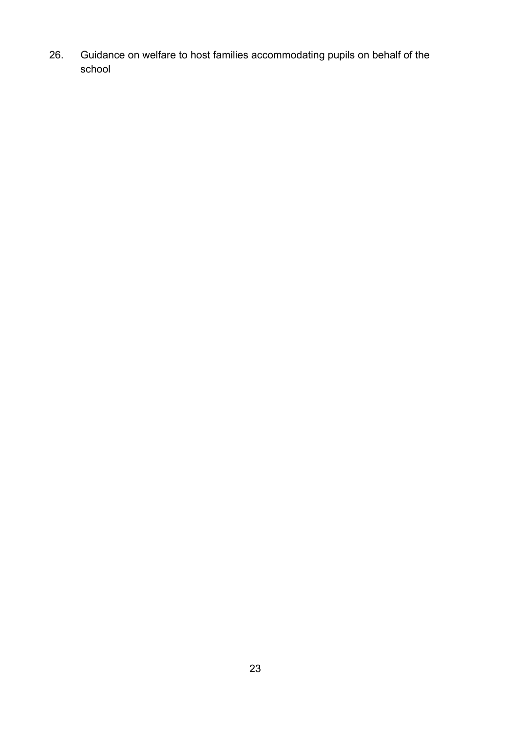26. Guidance on welfare to host families accommodating pupils on behalf of the school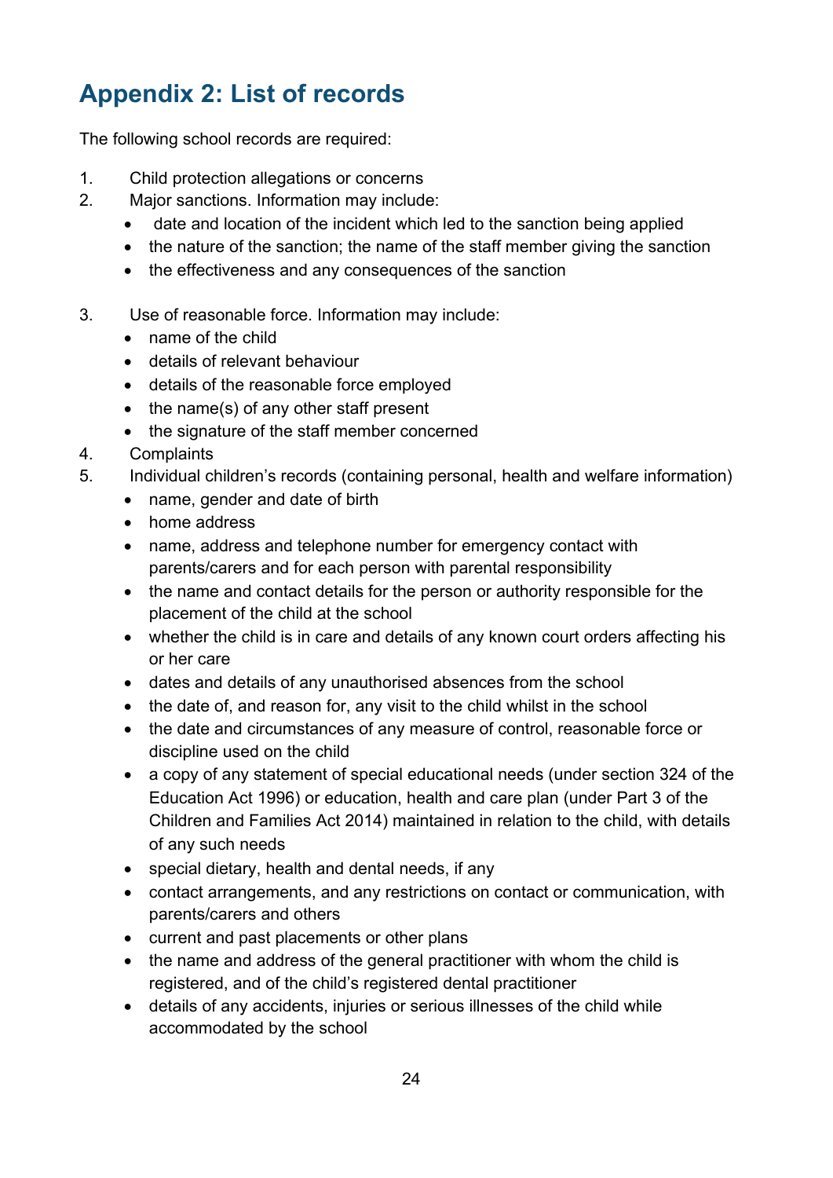## Appendix 2: List of records

The following school records are required:

1. Child protection allegations or concerns
2. Major sanctions. Information may include:
    - date and location of the incident which led to the sanction being applied
    - the nature of the sanction; the name of the staff member giving the sanction
    - the effectiveness and any consequences of the sanction
3. Use of reasonable force. Information may include:
    - name of the child
    - details of relevant behaviour
    - details of the reasonable force employed
    - the name(s) of any other staff present
    - the signature of the staff member concerned
4. Complaints
5. Individual children's records (containing personal, health and welfare information)
    - name, gender and date of birth
    - home address
    - name, address and telephone number for emergency contact with parents/carers and for each person with parental responsibility
    - the name and contact details for the person or authority responsible for the placement of the child at the school
    - whether the child is in care and details of any known court orders affecting his or her care
    - dates and details of any unauthorised absences from the school
    - the date of, and reason for, any visit to the child whilst in the school
    - the date and circumstances of any measure of control, reasonable force or discipline used on the child
    - a copy of any statement of special educational needs (under section 324 of the Education Act 1996) or education, health and care plan (under Part 3 of the Children and Families Act 2014) maintained in relation to the child, with details of any such needs
    - special dietary, health and dental needs, if any
    - contact arrangements, and any restrictions on contact or communication, with parents/carers and others
    - current and past placements or other plans
    - the name and address of the general practitioner with whom the child is registered, and of the child's registered dental practitioner
    - details of any accidents, injuries or serious illnesses of the child while accommodated by the school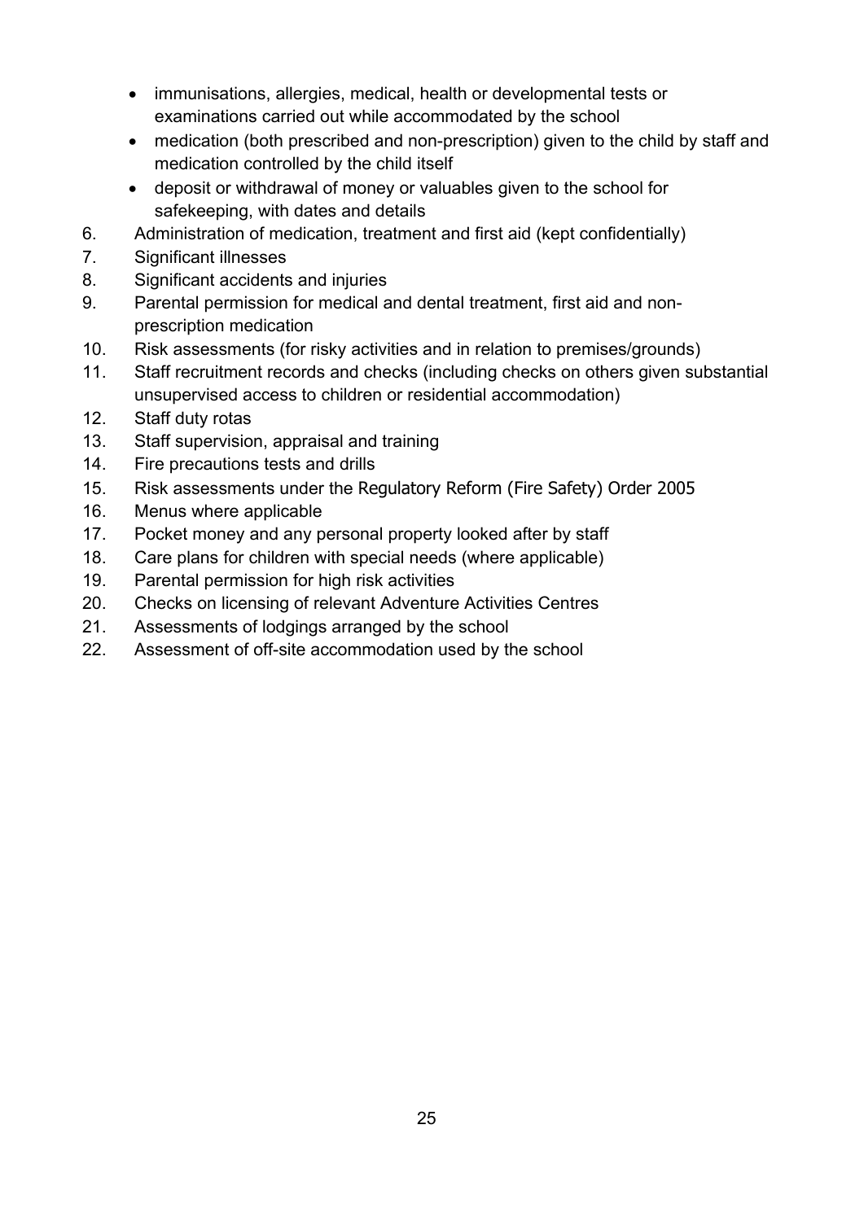- immunisations, allergies, medical, health or developmental tests or examinations carried out while accommodated by the school
- medication (both prescribed and non-prescription) given to the child by staff and medication controlled by the child itself
- deposit or withdrawal of money or valuables given to the school for safekeeping, with dates and details

6. Administration of medication, treatment and first aid (kept confidentially)
7. Significant illnesses
8. Significant accidents and injuries
9. Parental permission for medical and dental treatment, first aid and non-prescription medication
10. Risk assessments (for risky activities and in relation to premises/grounds)
11. Staff recruitment records and checks (including checks on others given substantial unsupervised access to children or residential accommodation)
12. Staff duty rotas
13. Staff supervision, appraisal and training
14. Fire precautions tests and drills
15. Risk assessments under the Regulatory Reform (Fire Safety) Order 2005
16. Menus where applicable
17. Pocket money and any personal property looked after by staff
18. Care plans for children with special needs (where applicable)
19. Parental permission for high risk activities
20. Checks on licensing of relevant Adventure Activities Centres
21. Assessments of lodgings arranged by the school
22. Assessment of off-site accommodation used by the school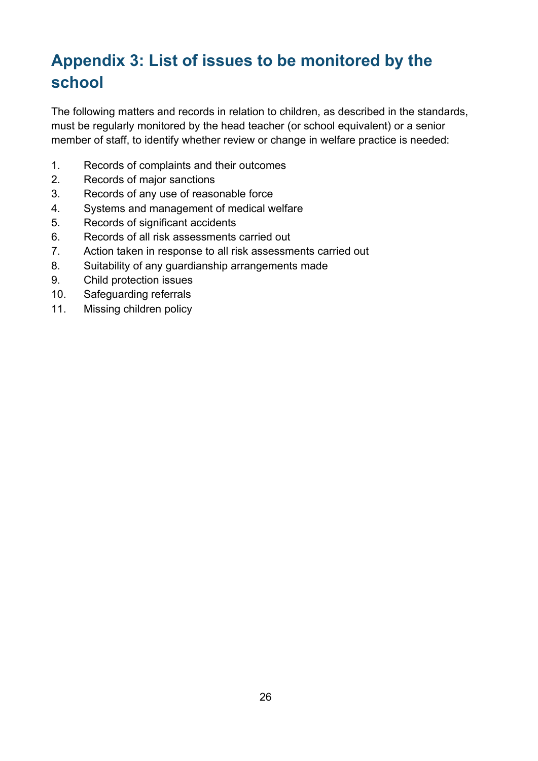# Appendix 3: List of issues to be monitored by the school

The following matters and records in relation to children, as described in the standards, must be regularly monitored by the head teacher (or school equivalent) or a senior member of staff, to identify whether review or change in welfare practice is needed:

1. Records of complaints and their outcomes
2. Records of major sanctions
3. Records of any use of reasonable force
4. Systems and management of medical welfare
5. Records of significant accidents
6. Records of all risk assessments carried out
7. Action taken in response to all risk assessments carried out
8. Suitability of any guardianship arrangements made
9. Child protection issues
10. Safeguarding referrals
11. Missing children policy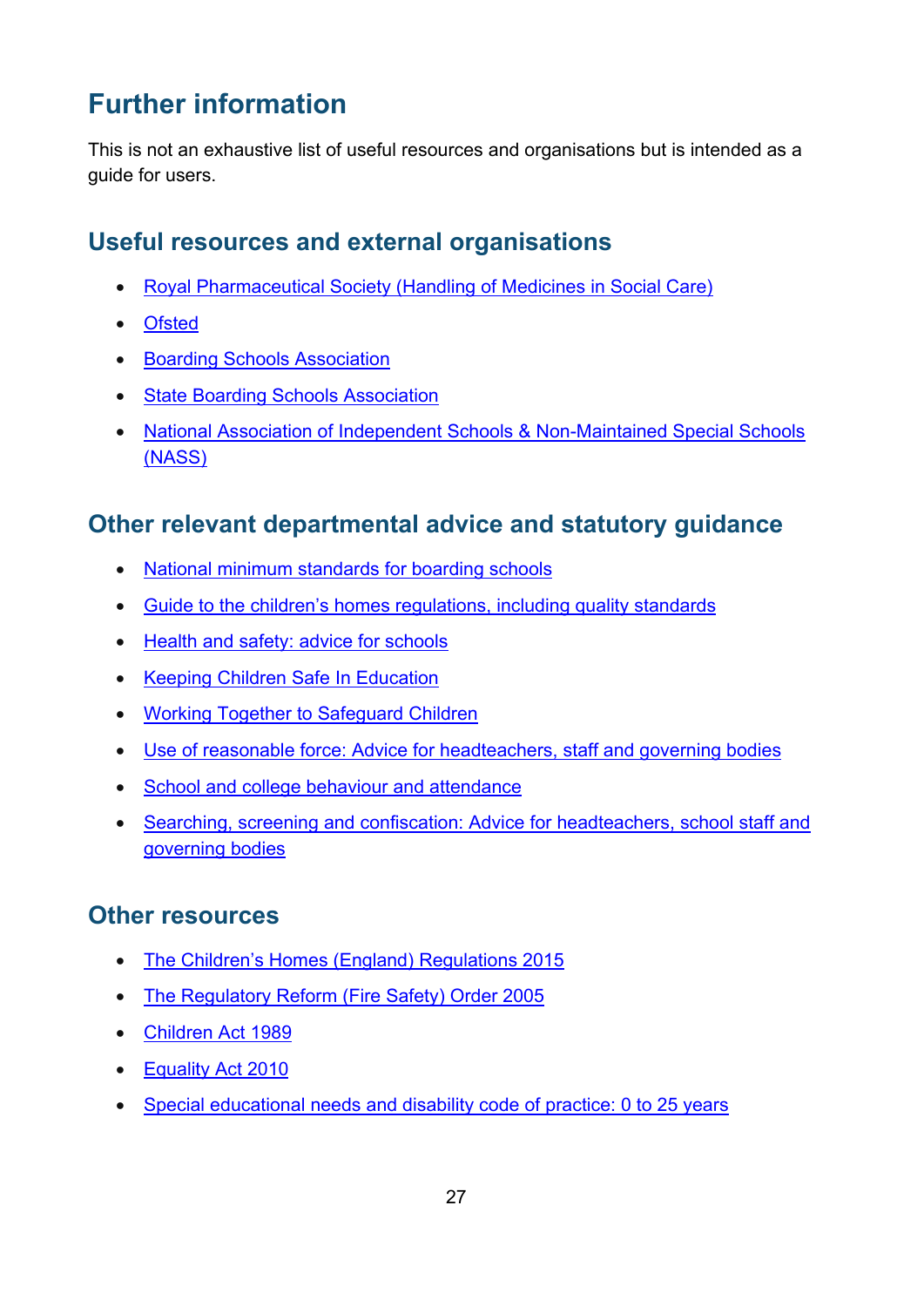# Further information

This is not an exhaustive list of useful resources and organisations but is intended as a guide for users.

## Useful resources and external organisations

- Royal Pharmaceutical Society (Handling of Medicines in Social Care)
- Ofsted
- Boarding Schools Association
- State Boarding Schools Association
- National Association of Independent Schools & Non-Maintained Special Schools (NASS)

## Other relevant departmental advice and statutory guidance

- National minimum standards for boarding schools
- Guide to the children's homes regulations, including quality standards
- Health and safety: advice for schools
- Keeping Children Safe In Education
- Working Together to Safeguard Children
- Use of reasonable force: Advice for headteachers, staff and governing bodies
- School and college behaviour and attendance
- Searching, screening and confiscation: Advice for headteachers, school staff and governing bodies

## Other resources

- The Children's Homes (England) Regulations 2015
- The Regulatory Reform (Fire Safety) Order 2005
- Children Act 1989
- Equality Act 2010
- Special educational needs and disability code of practice: 0 to 25 years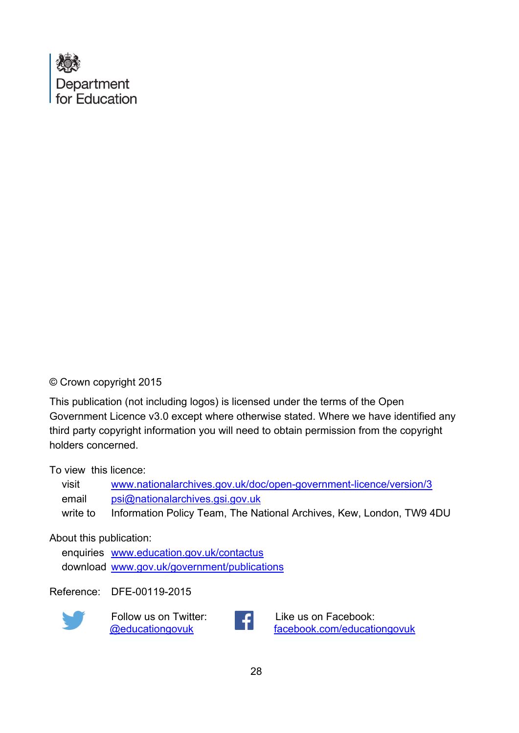Department
for Education

© Crown copyright 2015

This publication (not including logos) is licensed under the terms of the Open Government Licence v3.0 except where otherwise stated. Where we have identified any third party copyright information you will need to obtain permission from the copyright holders concerned.

To view this licence:

visit www.nationalarchives.gov.uk/doc/open-government-licence/version/3
email psi@nationalarchives.gsi.gov.uk
write to Information Policy Team, The National Archives, Kew, London, TW9 4DU

About this publication:

enquiries www.education.gov.uk/contactus
download www.gov.uk/government/publications

Reference: DFE-00119-2015

Follow us on Twitter: @educationgovuk

Like us on Facebook: facebook.com/educationgovuk